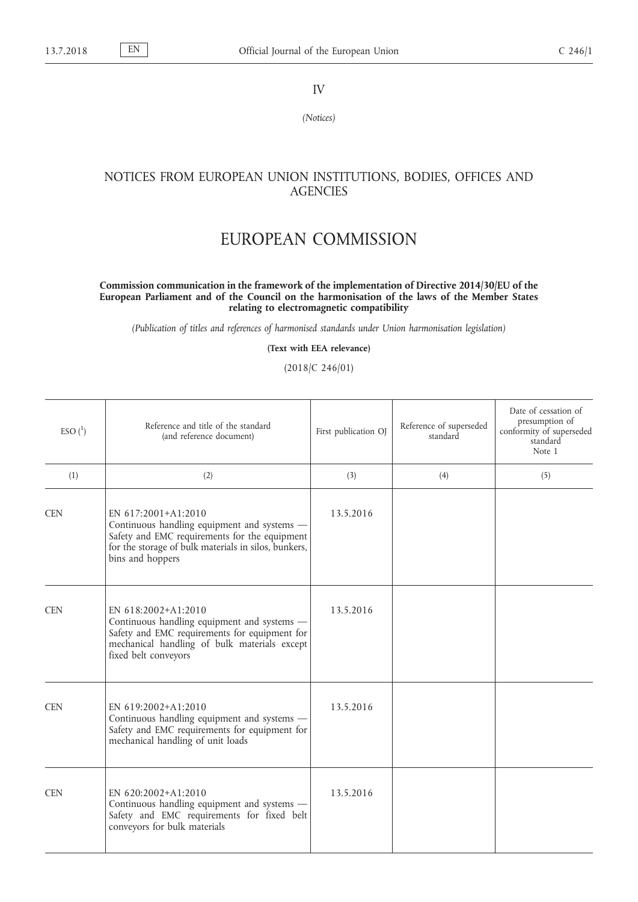IV

*(Notices)*

## NOTICES FROM EUROPEAN UNION INSTITUTIONS, BODIES, OFFICES AND AGENCIES

# EUROPEAN COMMISSION

**Commission communication in the framework of the implementation of Directive 2014/30/EU of the European Parliament and of the Council on the harmonisation of the laws of the Member States relating to electromagnetic compatibility**

*(Publication of titles and references of harmonised standards under Union harmonisation legislation)*

**(Text with EEA relevance)**

(2018/C 246/01)

| ESO [1] | Reference and title of the standard (and reference document) | First publication OJ | Reference of superseded standard | Date of cessation of presumption of conformity of superseded standard Note 1 |
|---|---|---|---|---|
| (1) | (2) | (3) | (4) | (5) |
| CEN | EN 617:2001+A1:2010 Continuous handling equipment and systems — Safety and EMC requirements for the equipment for the storage of bulk materials in silos, bunkers, bins and hoppers | 13.5.2016 | | |
| CEN | EN 618:2002+A1:2010 Continuous handling equipment and systems — Safety and EMC requirements for equipment for mechanical handling of bulk materials except fixed belt conveyors | 13.5.2016 | | |
| CEN | EN 619:2002+A1:2010 Continuous handling equipment and systems — Safety and EMC requirements for equipment for mechanical handling of unit loads | 13.5.2016 | | |
| CEN | EN 620:2002+A1:2010 Continuous handling equipment and systems — Safety and EMC requirements for fixed belt conveyors for bulk materials | 13.5.2016 | | |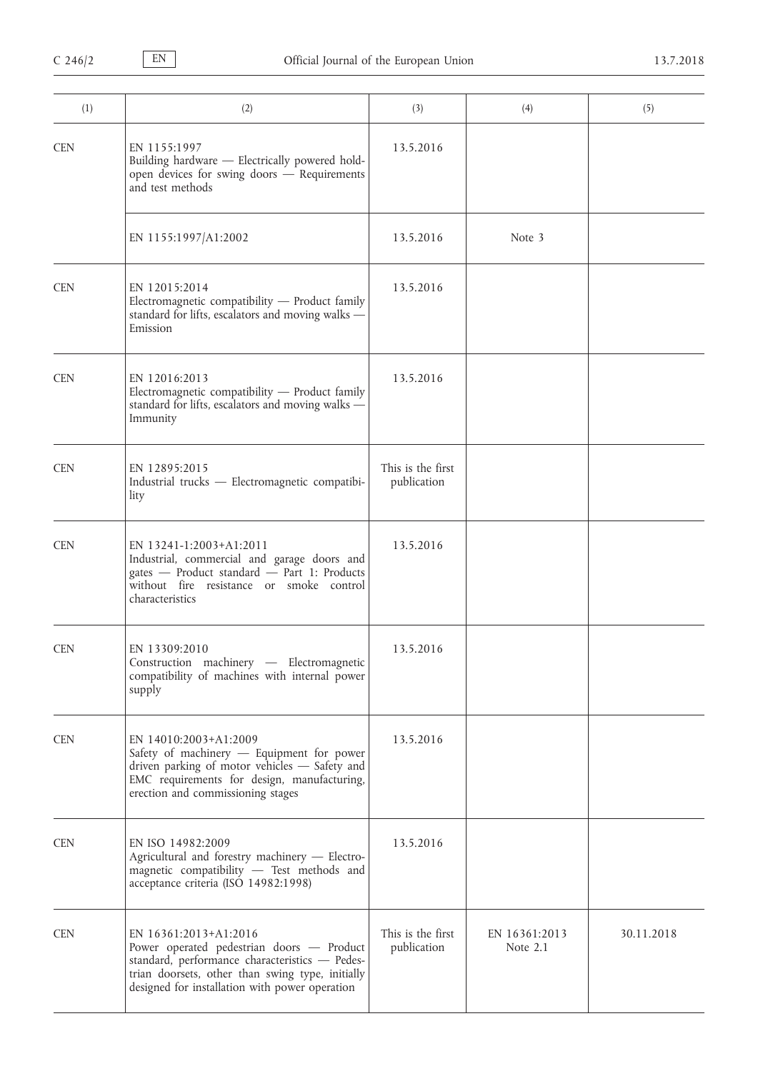| (1) | (2) | (3) | (4) | (5) |
|---|---|---|---|---|
| CEN | EN 1155:1997<br>Building hardware — Electrically powered hold-open devices for swing doors — Requirements and test methods | 13.5.2016 | | |
| | EN 1155:1997/A1:2002 | 13.5.2016 | Note 3 | |
| CEN | EN 12015:2014<br>Electromagnetic compatibility — Product family standard for lifts, escalators and moving walks — Emission | 13.5.2016 | | |
| CEN | EN 12016:2013<br>Electromagnetic compatibility — Product family standard for lifts, escalators and moving walks — Immunity | 13.5.2016 | | |
| CEN | EN 12895:2015<br>Industrial trucks — Electromagnetic compatibility | This is the first publication | | |
| CEN | EN 13241-1:2003+A1:2011<br>Industrial, commercial and garage doors and gates — Product standard — Part 1: Products without fire resistance or smoke control characteristics | 13.5.2016 | | |
| CEN | EN 13309:2010<br>Construction machinery — Electromagnetic compatibility of machines with internal power supply | 13.5.2016 | | |
| CEN | EN 14010:2003+A1:2009<br>Safety of machinery — Equipment for power driven parking of motor vehicles — Safety and EMC requirements for design, manufacturing, erection and commissioning stages | 13.5.2016 | | |
| CEN | EN ISO 14982:2009<br>Agricultural and forestry machinery — Electromagnetic compatibility — Test methods and acceptance criteria (ISO 14982:1998) | 13.5.2016 | | |
| CEN | EN 16361:2013+A1:2016<br>Power operated pedestrian doors — Product standard, performance characteristics — Pedestrian doorsets, other than swing type, initially designed for installation with power operation | This is the first publication | EN 16361:2013<br>Note 2.1 | 30.11.2018 |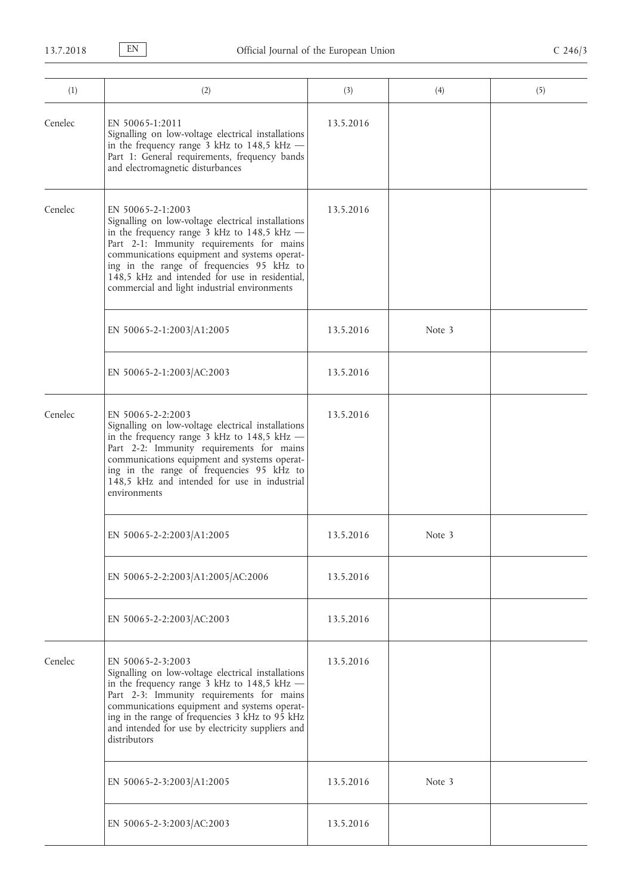| (1) | (2) | (3) | (4) | (5) |
|---|---|---|---|---|
| Cenelec | EN 50065-1:2011<br>Signalling on low-voltage electrical installations in the frequency range 3 kHz to 148,5 kHz — Part 1: General requirements, frequency bands and electromagnetic disturbances | 13.5.2016 | | |
| Cenelec | EN 50065-2-1:2003<br>Signalling on low-voltage electrical installations in the frequency range 3 kHz to 148,5 kHz — Part 2-1: Immunity requirements for mains communications equipment and systems operating in the range of frequencies 95 kHz to 148,5 kHz and intended for use in residential, commercial and light industrial environments | 13.5.2016 | | |
| | EN 50065-2-1:2003/A1:2005 | 13.5.2016 | Note 3 | |
| | EN 50065-2-1:2003/AC:2003 | 13.5.2016 | | |
| Cenelec | EN 50065-2-2:2003<br>Signalling on low-voltage electrical installations in the frequency range 3 kHz to 148,5 kHz — Part 2-2: Immunity requirements for mains communications equipment and systems operating in the range of frequencies 95 kHz to 148,5 kHz and intended for use in industrial environments | 13.5.2016 | | |
| | EN 50065-2-2:2003/A1:2005 | 13.5.2016 | Note 3 | |
| | EN 50065-2-2:2003/A1:2005/AC:2006 | 13.5.2016 | | |
| | EN 50065-2-2:2003/AC:2003 | 13.5.2016 | | |
| Cenelec | EN 50065-2-3:2003<br>Signalling on low-voltage electrical installations in the frequency range 3 kHz to 148,5 kHz — Part 2-3: Immunity requirements for mains communications equipment and systems operating in the range of frequencies 3 kHz to 95 kHz and intended for use by electricity suppliers and distributors | 13.5.2016 | | |
| | EN 50065-2-3:2003/A1:2005 | 13.5.2016 | Note 3 | |
| | EN 50065-2-3:2003/AC:2003 | 13.5.2016 | | |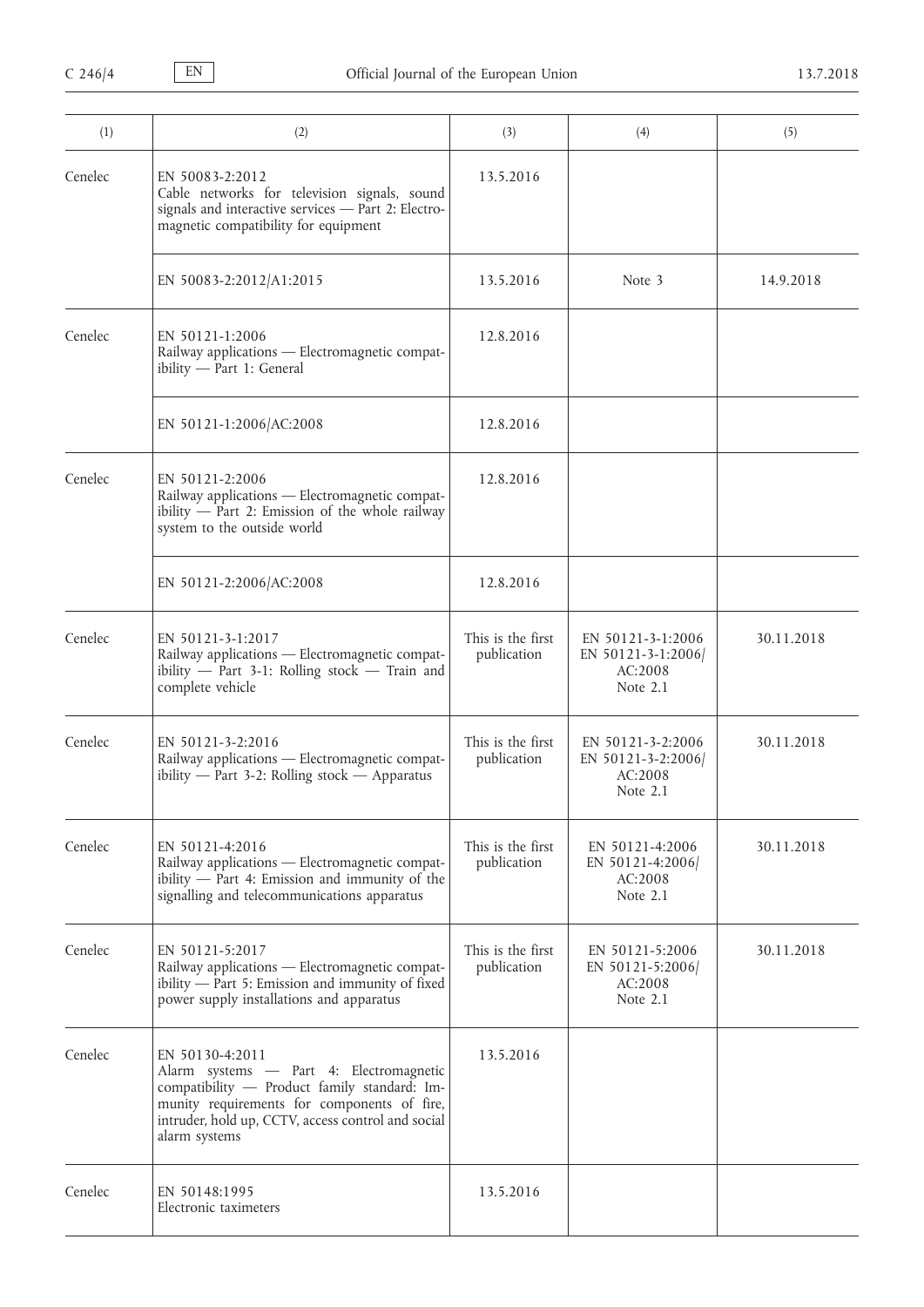| (1) | (2) | (3) | (4) | (5) |
|---|---|---|---|---|
| Cenelec | EN 50083-2:2012<br>Cable networks for television signals, sound signals and interactive services — Part 2: Electromagnetic compatibility for equipment | 13.5.2016 | | |
| | EN 50083-2:2012/A1:2015 | 13.5.2016 | Note 3 | 14.9.2018 |
| Cenelec | EN 50121-1:2006<br>Railway applications — Electromagnetic compatibility — Part 1: General | 12.8.2016 | | |
| | EN 50121-1:2006/AC:2008 | 12.8.2016 | | |
| Cenelec | EN 50121-2:2006<br>Railway applications — Electromagnetic compatibility — Part 2: Emission of the whole railway system to the outside world | 12.8.2016 | | |
| | EN 50121-2:2006/AC:2008 | 12.8.2016 | | |
| Cenelec | EN 50121-3-1:2017<br>Railway applications — Electromagnetic compatibility — Part 3-1: Rolling stock — Train and complete vehicle | This is the first publication | EN 50121-3-1:2006<br>EN 50121-3-1:2006/AC:2008<br>Note 2.1 | 30.11.2018 |
| Cenelec | EN 50121-3-2:2016<br>Railway applications — Electromagnetic compatibility — Part 3-2: Rolling stock — Apparatus | This is the first publication | EN 50121-3-2:2006<br>EN 50121-3-2:2006/AC:2008<br>Note 2.1 | 30.11.2018 |
| Cenelec | EN 50121-4:2016<br>Railway applications — Electromagnetic compatibility — Part 4: Emission and immunity of the signalling and telecommunications apparatus | This is the first publication | EN 50121-4:2006<br>EN 50121-4:2006/AC:2008<br>Note 2.1 | 30.11.2018 |
| Cenelec | EN 50121-5:2017<br>Railway applications — Electromagnetic compatibility — Part 5: Emission and immunity of fixed power supply installations and apparatus | This is the first publication | EN 50121-5:2006<br>EN 50121-5:2006/AC:2008<br>Note 2.1 | 30.11.2018 |
| Cenelec | EN 50130-4:2011<br>Alarm systems — Part 4: Electromagnetic compatibility — Product family standard: Immunity requirements for components of fire, intruder, hold up, CCTV, access control and social alarm systems | 13.5.2016 | | |
| Cenelec | EN 50148:1995<br>Electronic taximeters | 13.5.2016 | | |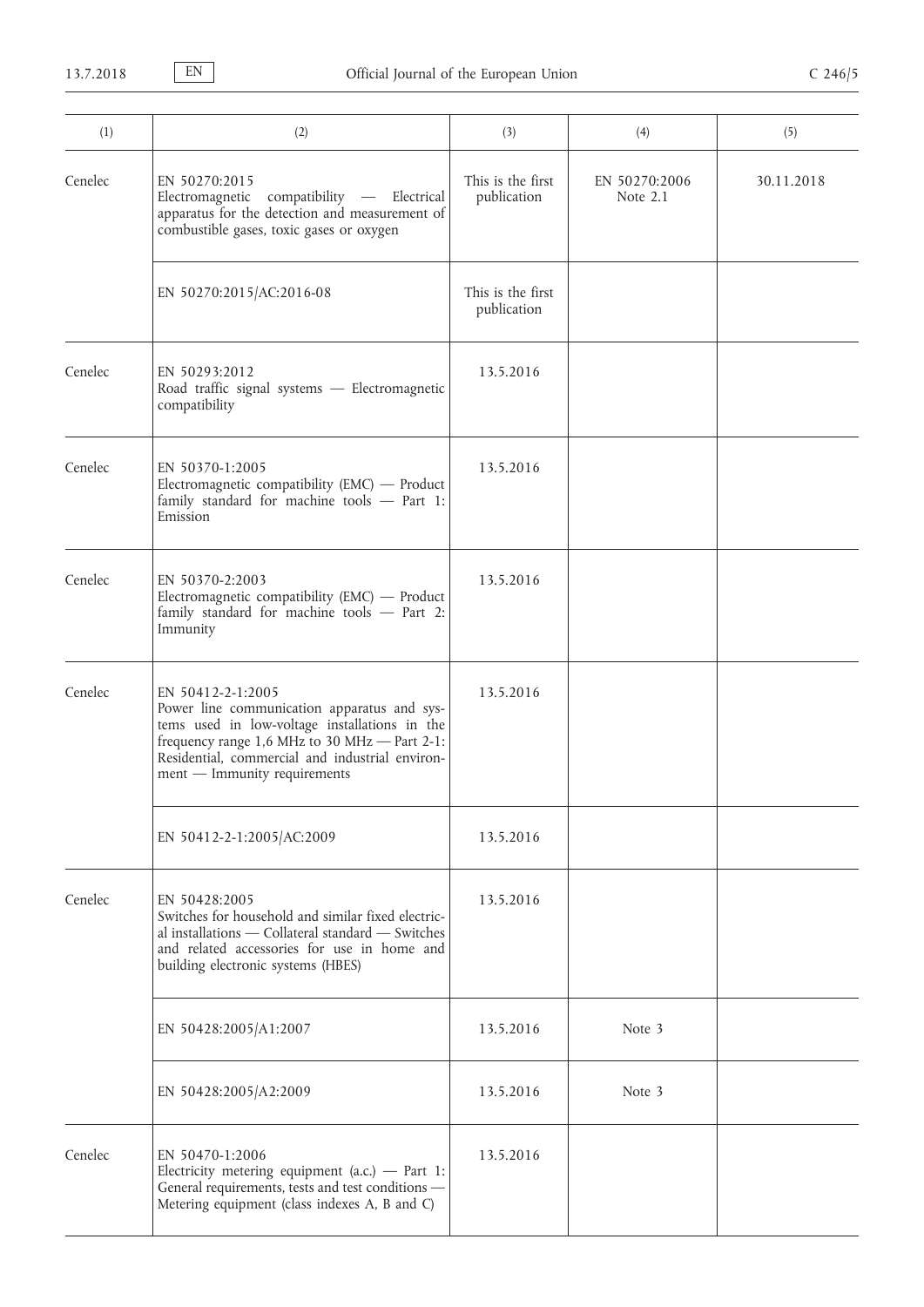| (1) | (2) | (3) | (4) | (5) |
|---|---|---|---|---|
| Cenelec | EN 50270:2015<br>Electromagnetic compatibility — Electrical apparatus for the detection and measurement of combustible gases, toxic gases or oxygen | This is the first publication | EN 50270:2006<br>Note 2.1 | 30.11.2018 |
| | EN 50270:2015/AC:2016-08 | This is the first publication | | |
| Cenelec | EN 50293:2012<br>Road traffic signal systems — Electromagnetic compatibility | 13.5.2016 | | |
| Cenelec | EN 50370-1:2005<br>Electromagnetic compatibility (EMC) — Product family standard for machine tools — Part 1: Emission | 13.5.2016 | | |
| Cenelec | EN 50370-2:2003<br>Electromagnetic compatibility (EMC) — Product family standard for machine tools — Part 2: Immunity | 13.5.2016 | | |
| Cenelec | EN 50412-2-1:2005<br>Power line communication apparatus and systems used in low-voltage installations in the frequency range 1,6 MHz to 30 MHz — Part 2-1: Residential, commercial and industrial environment — Immunity requirements | 13.5.2016 | | |
| | EN 50412-2-1:2005/AC:2009 | 13.5.2016 | | |
| Cenelec | EN 50428:2005<br>Switches for household and similar fixed electrical installations — Collateral standard — Switches and related accessories for use in home and building electronic systems (HBES) | 13.5.2016 | | |
| | EN 50428:2005/A1:2007 | 13.5.2016 | Note 3 | |
| | EN 50428:2005/A2:2009 | 13.5.2016 | Note 3 | |
| Cenelec | EN 50470-1:2006<br>Electricity metering equipment (a.c.) — Part 1: General requirements, tests and test conditions — Metering equipment (class indexes A, B and C) | 13.5.2016 | | |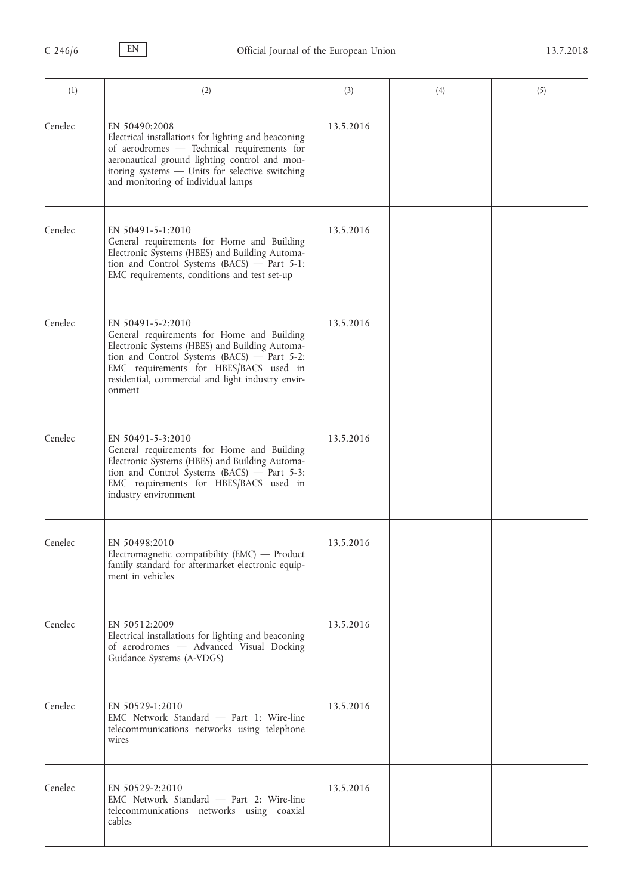| (1) | (2) | (3) | (4) | (5) |
|---|---|---|---|---|
| Cenelec | EN 50490:2008<br>Electrical installations for lighting and beaconing of aerodromes — Technical requirements for aeronautical ground lighting control and monitoring systems — Units for selective switching and monitoring of individual lamps | 13.5.2016 | | |
| Cenelec | EN 50491-5-1:2010<br>General requirements for Home and Building Electronic Systems (HBES) and Building Automation and Control Systems (BACS) — Part 5-1: EMC requirements, conditions and test set-up | 13.5.2016 | | |
| Cenelec | EN 50491-5-2:2010<br>General requirements for Home and Building Electronic Systems (HBES) and Building Automation and Control Systems (BACS) — Part 5-2: EMC requirements for HBES/BACS used in residential, commercial and light industry environment | 13.5.2016 | | |
| Cenelec | EN 50491-5-3:2010<br>General requirements for Home and Building Electronic Systems (HBES) and Building Automation and Control Systems (BACS) — Part 5-3: EMC requirements for HBES/BACS used in industry environment | 13.5.2016 | | |
| Cenelec | EN 50498:2010<br>Electromagnetic compatibility (EMC) — Product family standard for aftermarket electronic equipment in vehicles | 13.5.2016 | | |
| Cenelec | EN 50512:2009<br>Electrical installations for lighting and beaconing of aerodromes — Advanced Visual Docking Guidance Systems (A-VDGS) | 13.5.2016 | | |
| Cenelec | EN 50529-1:2010<br>EMC Network Standard — Part 1: Wire-line telecommunications networks using telephone wires | 13.5.2016 | | |
| Cenelec | EN 50529-2:2010<br>EMC Network Standard — Part 2: Wire-line telecommunications networks using coaxial cables | 13.5.2016 | | |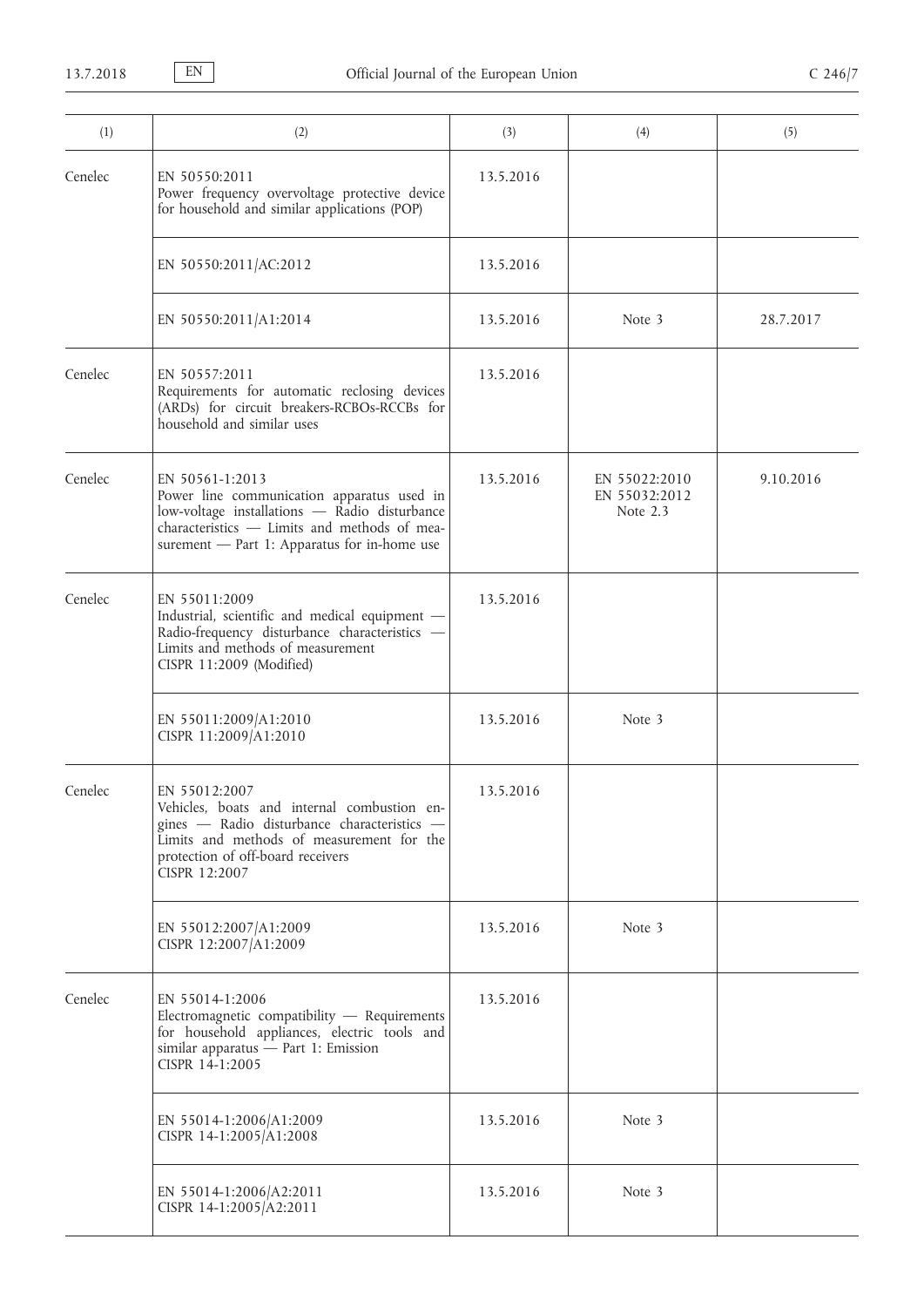| (1) | (2) | (3) | (4) | (5) |
|---|---|---|---|---|
| Cenelec | EN 50550:2011<br>Power frequency overvoltage protective device for household and similar applications (POP) | 13.5.2016 | | |
| | EN 50550:2011/AC:2012 | 13.5.2016 | | |
| | EN 50550:2011/A1:2014 | 13.5.2016 | Note 3 | 28.7.2017 |
| Cenelec | EN 50557:2011<br>Requirements for automatic reclosing devices (ARDs) for circuit breakers-RCBOs-RCCBs for household and similar uses | 13.5.2016 | | |
| Cenelec | EN 50561-1:2013<br>Power line communication apparatus used in low-voltage installations — Radio disturbance characteristics — Limits and methods of measurement — Part 1: Apparatus for in-home use | 13.5.2016 | EN 55022:2010<br>EN 55032:2012<br>Note 2.3 | 9.10.2016 |
| Cenelec | EN 55011:2009<br>Industrial, scientific and medical equipment — Radio-frequency disturbance characteristics — Limits and methods of measurement<br>CISPR 11:2009 (Modified) | 13.5.2016 | | |
| | EN 55011:2009/A1:2010<br>CISPR 11:2009/A1:2010 | 13.5.2016 | Note 3 | |
| Cenelec | EN 55012:2007<br>Vehicles, boats and internal combustion engines — Radio disturbance characteristics — Limits and methods of measurement for the protection of off-board receivers<br>CISPR 12:2007 | 13.5.2016 | | |
| | EN 55012:2007/A1:2009<br>CISPR 12:2007/A1:2009 | 13.5.2016 | Note 3 | |
| Cenelec | EN 55014-1:2006<br>Electromagnetic compatibility — Requirements for household appliances, electric tools and similar apparatus — Part 1: Emission<br>CISPR 14-1:2005 | 13.5.2016 | | |
| | EN 55014-1:2006/A1:2009<br>CISPR 14-1:2005/A1:2008 | 13.5.2016 | Note 3 | |
| | EN 55014-1:2006/A2:2011<br>CISPR 14-1:2005/A2:2011 | 13.5.2016 | Note 3 | |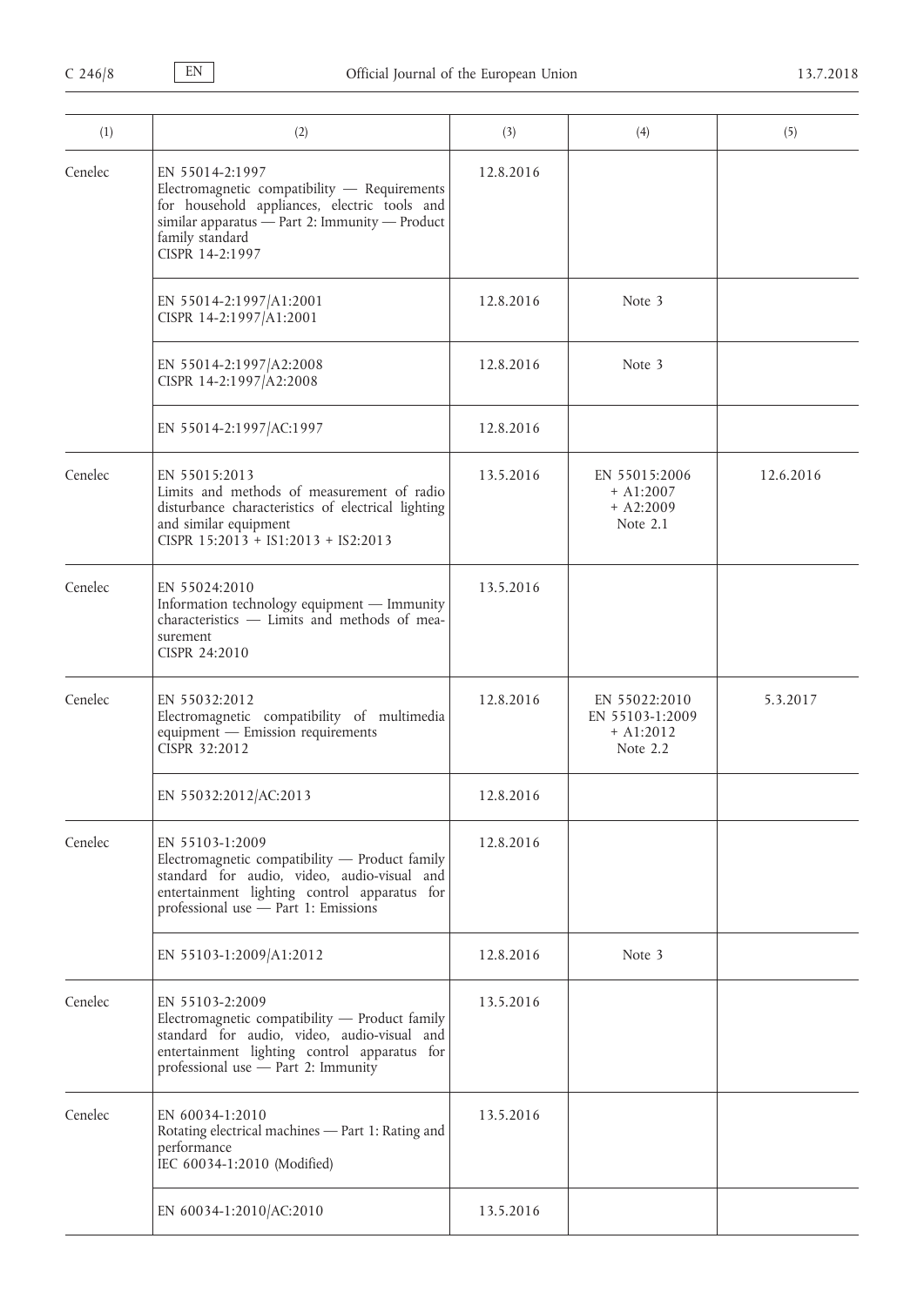| (1) | (2) | (3) | (4) | (5) |
|---|---|---|---|---|
| Cenelec | EN 55014-2:1997<br>Electromagnetic compatibility — Requirements for household appliances, electric tools and similar apparatus — Part 2: Immunity — Product family standard<br>CISPR 14-2:1997 | 12.8.2016 | | |
| | EN 55014-2:1997/A1:2001<br>CISPR 14-2:1997/A1:2001 | 12.8.2016 | Note 3 | |
| | EN 55014-2:1997/A2:2008<br>CISPR 14-2:1997/A2:2008 | 12.8.2016 | Note 3 | |
| | EN 55014-2:1997/AC:1997 | 12.8.2016 | | |
| Cenelec | EN 55015:2013<br>Limits and methods of measurement of radio disturbance characteristics of electrical lighting and similar equipment<br>CISPR 15:2013 + IS1:2013 + IS2:2013 | 13.5.2016 | EN 55015:2006<br>+ A1:2007<br>+ A2:2009<br>Note 2.1 | 12.6.2016 |
| Cenelec | EN 55024:2010<br>Information technology equipment — Immunity characteristics — Limits and methods of measurement<br>CISPR 24:2010 | 13.5.2016 | | |
| Cenelec | EN 55032:2012<br>Electromagnetic compatibility of multimedia equipment — Emission requirements<br>CISPR 32:2012 | 12.8.2016 | EN 55022:2010<br>EN 55103-1:2009<br>+ A1:2012<br>Note 2.2 | 5.3.2017 |
| | EN 55032:2012/AC:2013 | 12.8.2016 | | |
| Cenelec | EN 55103-1:2009<br>Electromagnetic compatibility — Product family standard for audio, video, audio-visual and entertainment lighting control apparatus for professional use — Part 1: Emissions | 12.8.2016 | | |
| | EN 55103-1:2009/A1:2012 | 12.8.2016 | Note 3 | |
| Cenelec | EN 55103-2:2009<br>Electromagnetic compatibility — Product family standard for audio, video, audio-visual and entertainment lighting control apparatus for professional use — Part 2: Immunity | 13.5.2016 | | |
| Cenelec | EN 60034-1:2010<br>Rotating electrical machines — Part 1: Rating and performance<br>IEC 60034-1:2010 (Modified) | 13.5.2016 | | |
| | EN 60034-1:2010/AC:2010 | 13.5.2016 | | |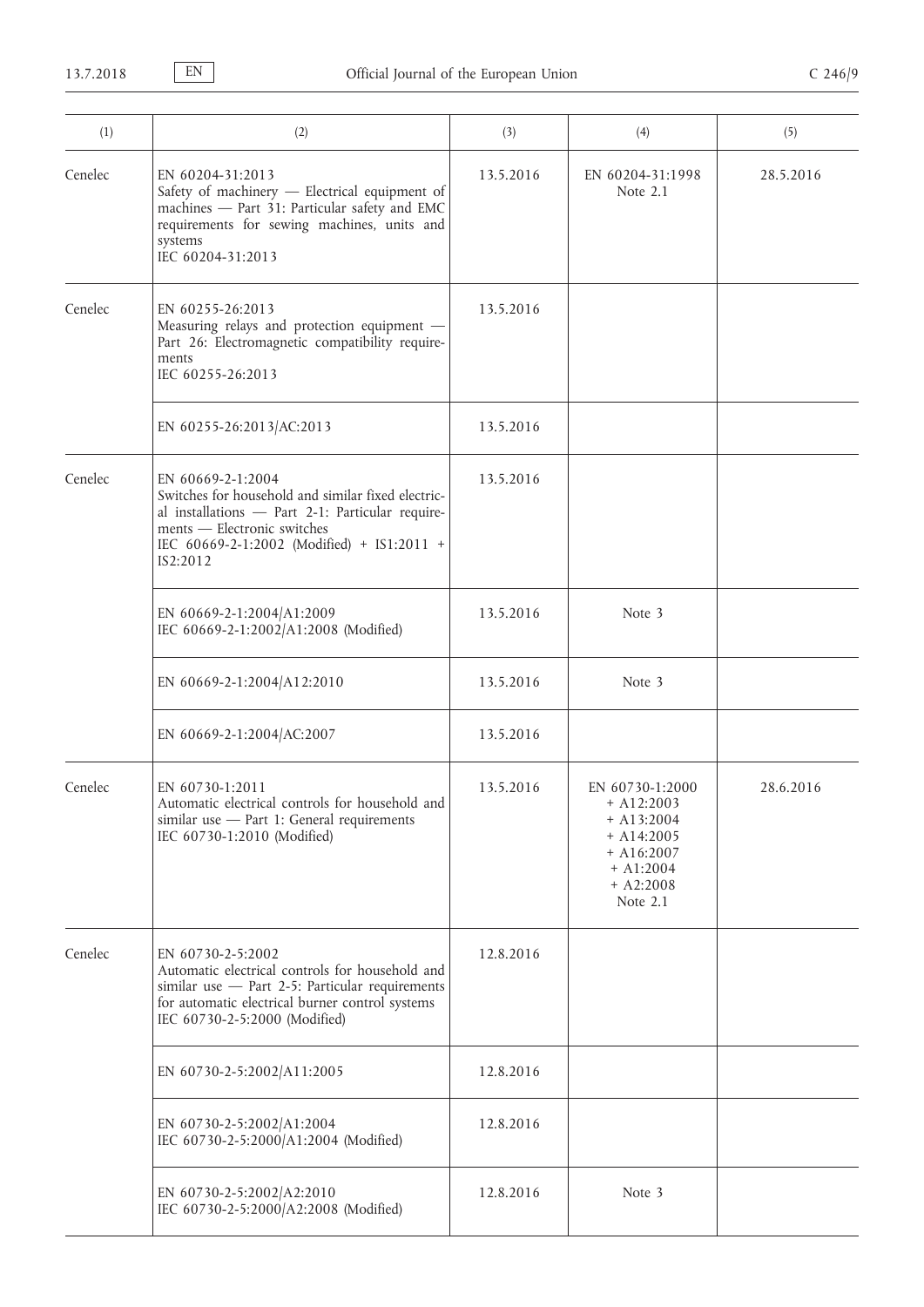| (1) | (2) | (3) | (4) | (5) |
|---|---|---|---|---|
| Cenelec | EN 60204-31:2013<br>Safety of machinery — Electrical equipment of machines — Part 31: Particular safety and EMC requirements for sewing machines, units and systems<br>IEC 60204-31:2013 | 13.5.2016 | EN 60204-31:1998<br>Note 2.1 | 28.5.2016 |
| Cenelec | EN 60255-26:2013<br>Measuring relays and protection equipment — Part 26: Electromagnetic compatibility requirements<br>IEC 60255-26:2013 | 13.5.2016 | | |
| | EN 60255-26:2013/AC:2013 | 13.5.2016 | | |
| Cenelec | EN 60669-2-1:2004<br>Switches for household and similar fixed electrical installations — Part 2-1: Particular requirements — Electronic switches<br>IEC 60669-2-1:2002 (Modified) + IS1:2011 + IS2:2012 | 13.5.2016 | | |
| | EN 60669-2-1:2004/A1:2009<br>IEC 60669-2-1:2002/A1:2008 (Modified) | 13.5.2016 | Note 3 | |
| | EN 60669-2-1:2004/A12:2010 | 13.5.2016 | Note 3 | |
| | EN 60669-2-1:2004/AC:2007 | 13.5.2016 | | |
| Cenelec | EN 60730-1:2011<br>Automatic electrical controls for household and similar use — Part 1: General requirements<br>IEC 60730-1:2010 (Modified) | 13.5.2016 | EN 60730-1:2000<br>+ A12:2003<br>+ A13:2004<br>+ A14:2005<br>+ A16:2007<br>+ A1:2004<br>+ A2:2008<br>Note 2.1 | 28.6.2016 |
| Cenelec | EN 60730-2-5:2002<br>Automatic electrical controls for household and similar use — Part 2-5: Particular requirements for automatic electrical burner control systems<br>IEC 60730-2-5:2000 (Modified) | 12.8.2016 | | |
| | EN 60730-2-5:2002/A11:2005 | 12.8.2016 | | |
| | EN 60730-2-5:2002/A1:2004<br>IEC 60730-2-5:2000/A1:2004 (Modified) | 12.8.2016 | | |
| | EN 60730-2-5:2002/A2:2010<br>IEC 60730-2-5:2000/A2:2008 (Modified) | 12.8.2016 | Note 3 | |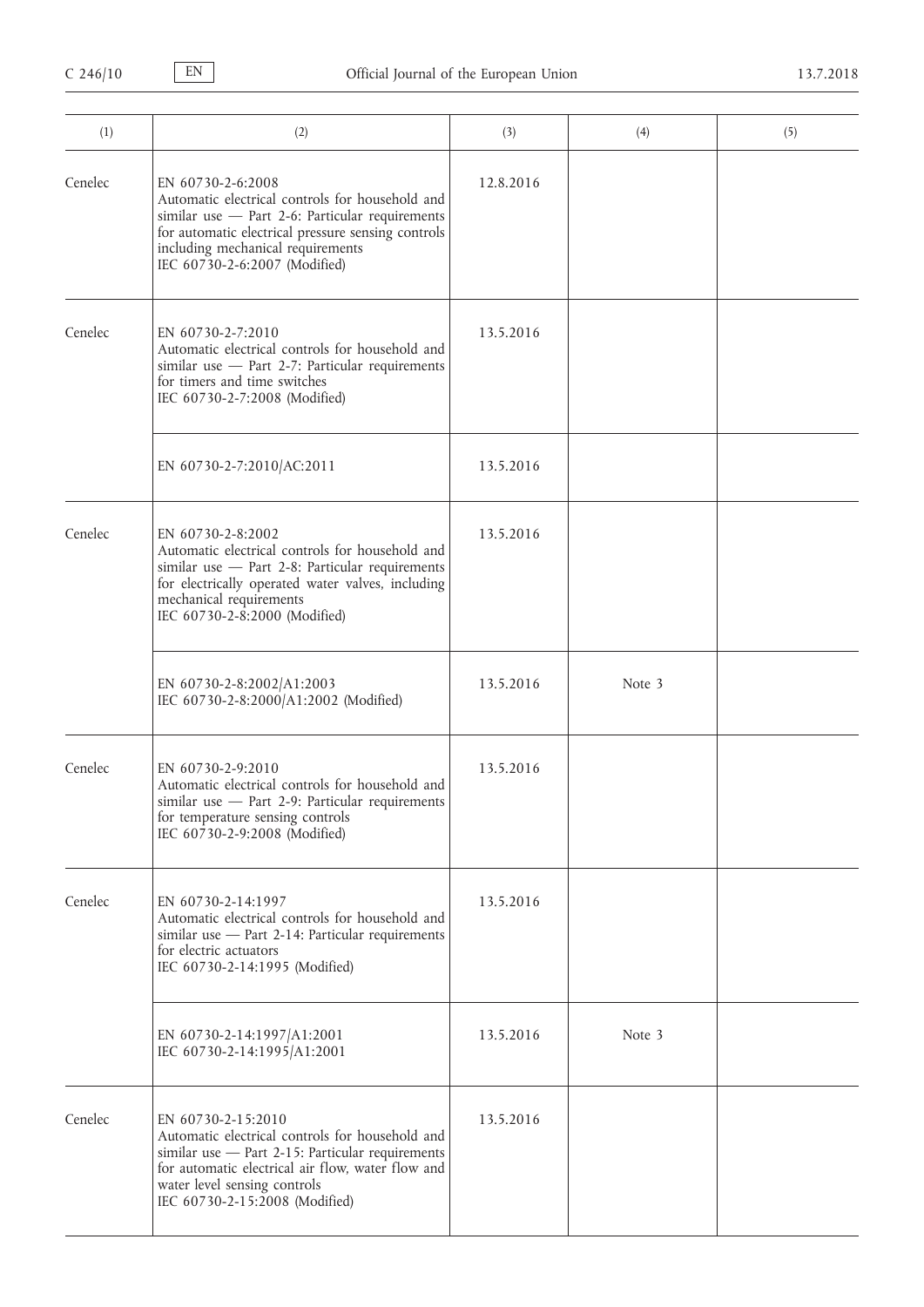| (1) | (2) | (3) | (4) | (5) |
|---|---|---|---|---|
| Cenelec | EN 60730-2-6:2008<br>Automatic electrical controls for household and similar use — Part 2-6: Particular requirements for automatic electrical pressure sensing controls including mechanical requirements<br>IEC 60730-2-6:2007 (Modified) | 12.8.2016 | | |
| Cenelec | EN 60730-2-7:2010<br>Automatic electrical controls for household and similar use — Part 2-7: Particular requirements for timers and time switches<br>IEC 60730-2-7:2008 (Modified) | 13.5.2016 | | |
| | EN 60730-2-7:2010/AC:2011 | 13.5.2016 | | |
| Cenelec | EN 60730-2-8:2002<br>Automatic electrical controls for household and similar use — Part 2-8: Particular requirements for electrically operated water valves, including mechanical requirements<br>IEC 60730-2-8:2000 (Modified) | 13.5.2016 | | |
| | EN 60730-2-8:2002/A1:2003<br>IEC 60730-2-8:2000/A1:2002 (Modified) | 13.5.2016 | Note 3 | |
| Cenelec | EN 60730-2-9:2010<br>Automatic electrical controls for household and similar use — Part 2-9: Particular requirements for temperature sensing controls<br>IEC 60730-2-9:2008 (Modified) | 13.5.2016 | | |
| Cenelec | EN 60730-2-14:1997<br>Automatic electrical controls for household and similar use — Part 2-14: Particular requirements for electric actuators<br>IEC 60730-2-14:1995 (Modified) | 13.5.2016 | | |
| | EN 60730-2-14:1997/A1:2001<br>IEC 60730-2-14:1995/A1:2001 | 13.5.2016 | Note 3 | |
| Cenelec | EN 60730-2-15:2010<br>Automatic electrical controls for household and similar use — Part 2-15: Particular requirements for automatic electrical air flow, water flow and water level sensing controls<br>IEC 60730-2-15:2008 (Modified) | 13.5.2016 | | |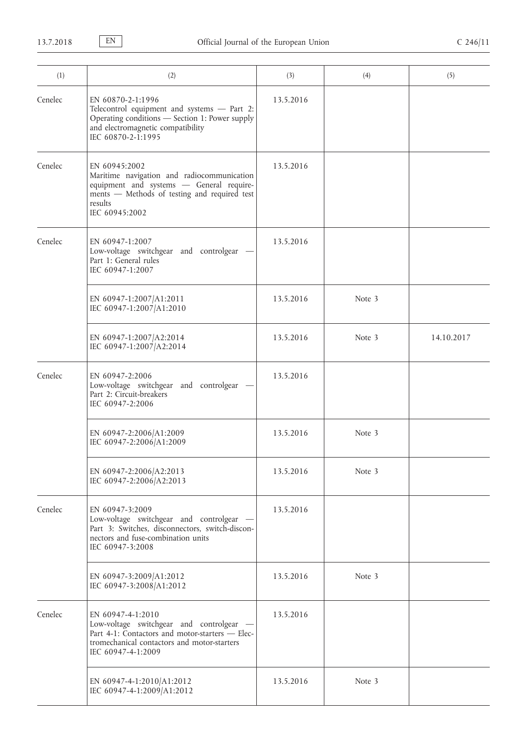| (1) | (2) | (3) | (4) | (5) |
|---|---|---|---|---|
| Cenelec | EN 60870-2-1:1996<br>Telecontrol equipment and systems — Part 2: Operating conditions — Section 1: Power supply and electromagnetic compatibility<br>IEC 60870-2-1:1995 | 13.5.2016 | | |
| Cenelec | EN 60945:2002<br>Maritime navigation and radiocommunication equipment and systems — General requirements — Methods of testing and required test results<br>IEC 60945:2002 | 13.5.2016 | | |
| Cenelec | EN 60947-1:2007<br>Low-voltage switchgear and controlgear — Part 1: General rules<br>IEC 60947-1:2007 | 13.5.2016 | | |
| | EN 60947-1:2007/A1:2011<br>IEC 60947-1:2007/A1:2010 | 13.5.2016 | Note 3 | |
| | EN 60947-1:2007/A2:2014<br>IEC 60947-1:2007/A2:2014 | 13.5.2016 | Note 3 | 14.10.2017 |
| Cenelec | EN 60947-2:2006<br>Low-voltage switchgear and controlgear — Part 2: Circuit-breakers<br>IEC 60947-2:2006 | 13.5.2016 | | |
| | EN 60947-2:2006/A1:2009<br>IEC 60947-2:2006/A1:2009 | 13.5.2016 | Note 3 | |
| | EN 60947-2:2006/A2:2013<br>IEC 60947-2:2006/A2:2013 | 13.5.2016 | Note 3 | |
| Cenelec | EN 60947-3:2009<br>Low-voltage switchgear and controlgear — Part 3: Switches, disconnectors, switch-disconnectors and fuse-combination units<br>IEC 60947-3:2008 | 13.5.2016 | | |
| | EN 60947-3:2009/A1:2012<br>IEC 60947-3:2008/A1:2012 | 13.5.2016 | Note 3 | |
| Cenelec | EN 60947-4-1:2010<br>Low-voltage switchgear and controlgear — Part 4-1: Contactors and motor-starters — Electromechanical contactors and motor-starters<br>IEC 60947-4-1:2009 | 13.5.2016 | | |
| | EN 60947-4-1:2010/A1:2012<br>IEC 60947-4-1:2009/A1:2012 | 13.5.2016 | Note 3 | |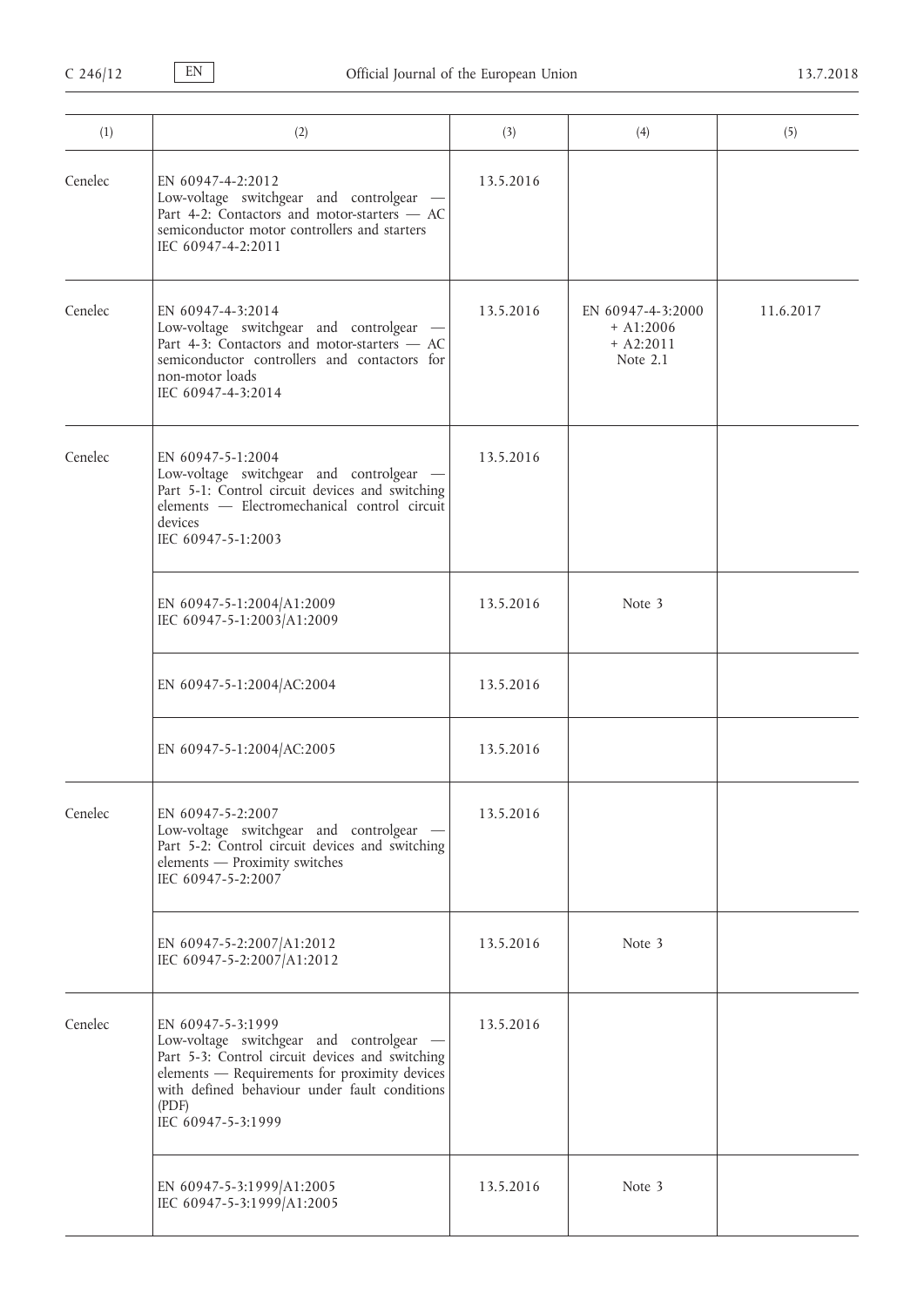| (1) | (2) | (3) | (4) | (5) |
|---|---|---|---|---|
| Cenelec | EN 60947-4-2:2012<br>Low-voltage switchgear and controlgear — Part 4-2: Contactors and motor-starters — AC semiconductor motor controllers and starters<br>IEC 60947-4-2:2011 | 13.5.2016 | | |
| Cenelec | EN 60947-4-3:2014<br>Low-voltage switchgear and controlgear — Part 4-3: Contactors and motor-starters — AC semiconductor controllers and contactors for non-motor loads<br>IEC 60947-4-3:2014 | 13.5.2016 | EN 60947-4-3:2000<br>+ A1:2006<br>+ A2:2011<br>Note 2.1 | 11.6.2017 |
| Cenelec | EN 60947-5-1:2004<br>Low-voltage switchgear and controlgear — Part 5-1: Control circuit devices and switching elements — Electromechanical control circuit devices<br>IEC 60947-5-1:2003 | 13.5.2016 | | |
| | EN 60947-5-1:2004/A1:2009<br>IEC 60947-5-1:2003/A1:2009 | 13.5.2016 | Note 3 | |
| | EN 60947-5-1:2004/AC:2004 | 13.5.2016 | | |
| | EN 60947-5-1:2004/AC:2005 | 13.5.2016 | | |
| Cenelec | EN 60947-5-2:2007<br>Low-voltage switchgear and controlgear — Part 5-2: Control circuit devices and switching elements — Proximity switches<br>IEC 60947-5-2:2007 | 13.5.2016 | | |
| | EN 60947-5-2:2007/A1:2012<br>IEC 60947-5-2:2007/A1:2012 | 13.5.2016 | Note 3 | |
| Cenelec | EN 60947-5-3:1999<br>Low-voltage switchgear and controlgear — Part 5-3: Control circuit devices and switching elements — Requirements for proximity devices with defined behaviour under fault conditions (PDF)<br>IEC 60947-5-3:1999 | 13.5.2016 | | |
| | EN 60947-5-3:1999/A1:2005<br>IEC 60947-5-3:1999/A1:2005 | 13.5.2016 | Note 3 | |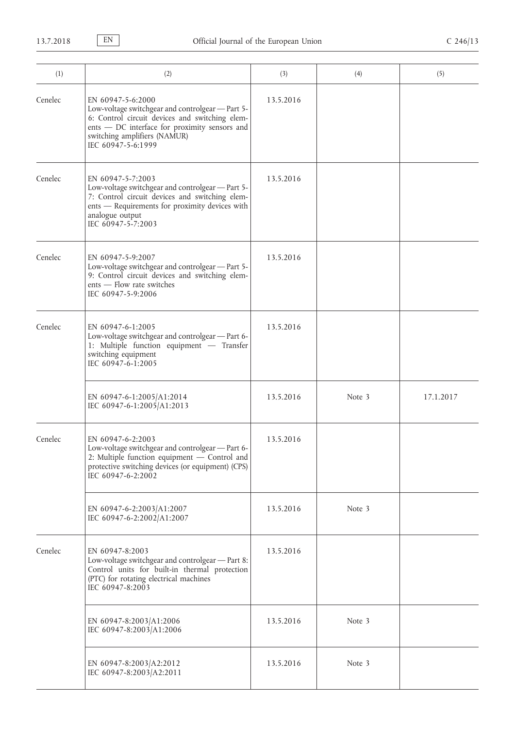| (1) | (2) | (3) | (4) | (5) |
|---|---|---|---|---|
| Cenelec | EN 60947-5-6:2000<br>Low-voltage switchgear and controlgear — Part 5-6: Control circuit devices and switching elements — DC interface for proximity sensors and switching amplifiers (NAMUR)<br>IEC 60947-5-6:1999 | 13.5.2016 | | |
| Cenelec | EN 60947-5-7:2003<br>Low-voltage switchgear and controlgear — Part 5-7: Control circuit devices and switching elements — Requirements for proximity devices with analogue output<br>IEC 60947-5-7:2003 | 13.5.2016 | | |
| Cenelec | EN 60947-5-9:2007<br>Low-voltage switchgear and controlgear — Part 5-9: Control circuit devices and switching elements — Flow rate switches<br>IEC 60947-5-9:2006 | 13.5.2016 | | |
| Cenelec | EN 60947-6-1:2005<br>Low-voltage switchgear and controlgear — Part 6-1: Multiple function equipment — Transfer switching equipment<br>IEC 60947-6-1:2005 | 13.5.2016 | | |
| | EN 60947-6-1:2005/A1:2014<br>IEC 60947-6-1:2005/A1:2013 | 13.5.2016 | Note 3 | 17.1.2017 |
| Cenelec | EN 60947-6-2:2003<br>Low-voltage switchgear and controlgear — Part 6-2: Multiple function equipment — Control and protective switching devices (or equipment) (CPS)<br>IEC 60947-6-2:2002 | 13.5.2016 | | |
| | EN 60947-6-2:2003/A1:2007<br>IEC 60947-6-2:2002/A1:2007 | 13.5.2016 | Note 3 | |
| Cenelec | EN 60947-8:2003<br>Low-voltage switchgear and controlgear — Part 8: Control units for built-in thermal protection (PTC) for rotating electrical machines<br>IEC 60947-8:2003 | 13.5.2016 | | |
| | EN 60947-8:2003/A1:2006<br>IEC 60947-8:2003/A1:2006 | 13.5.2016 | Note 3 | |
| | EN 60947-8:2003/A2:2012<br>IEC 60947-8:2003/A2:2011 | 13.5.2016 | Note 3 | |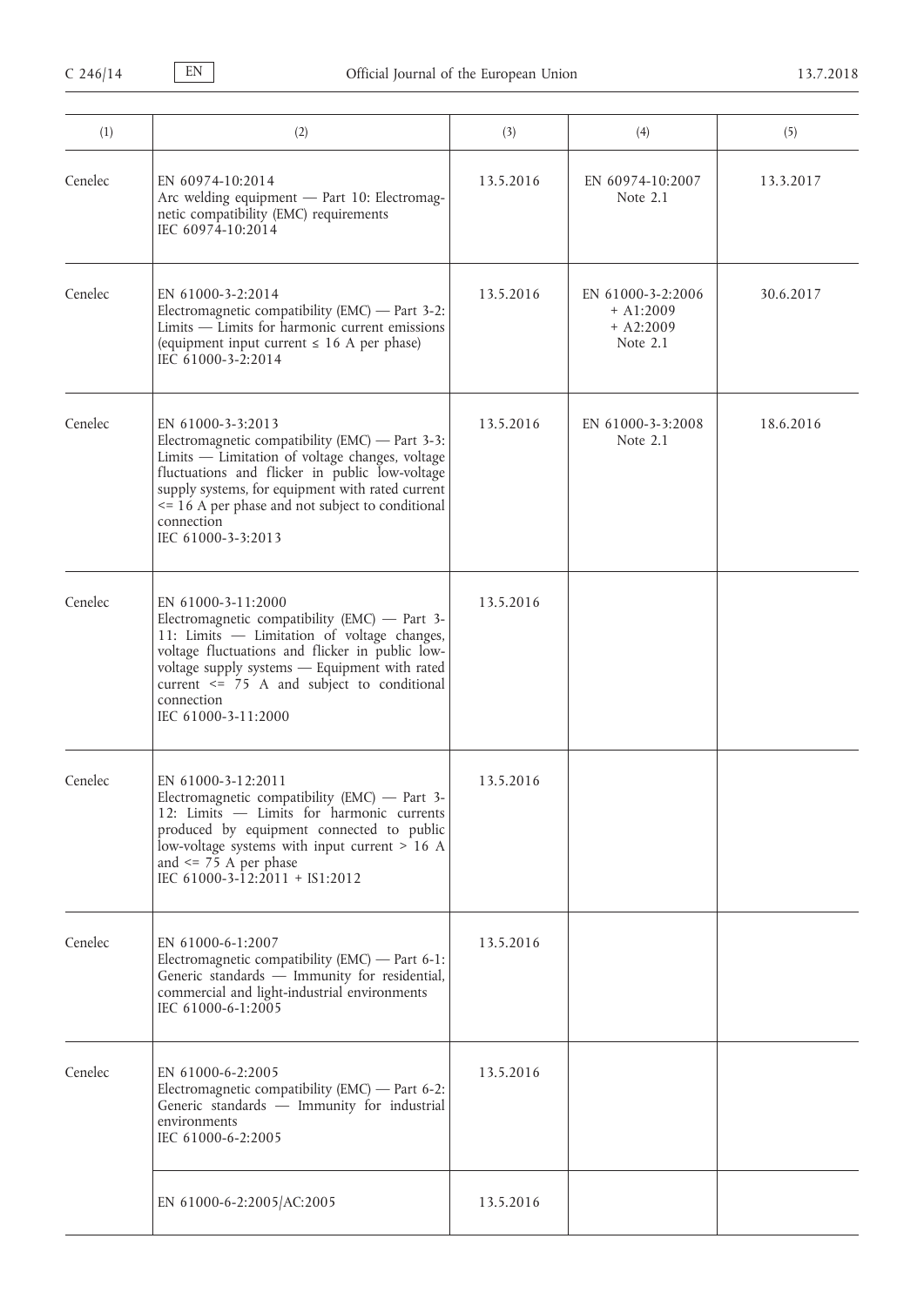| (1) | (2) | (3) | (4) | (5) |
|---|---|---|---|---|
| Cenelec | EN 60974-10:2014<br>Arc welding equipment — Part 10: Electromagnetic compatibility (EMC) requirements<br>IEC 60974-10:2014 | 13.5.2016 | EN 60974-10:2007<br>Note 2.1 | 13.3.2017 |
| Cenelec | EN 61000-3-2:2014<br>Electromagnetic compatibility (EMC) — Part 3-2: Limits — Limits for harmonic current emissions (equipment input current ≤ 16 A per phase)<br>IEC 61000-3-2:2014 | 13.5.2016 | EN 61000-3-2:2006<br>+ A1:2009<br>+ A2:2009<br>Note 2.1 | 30.6.2017 |
| Cenelec | EN 61000-3-3:2013<br>Electromagnetic compatibility (EMC) — Part 3-3: Limits — Limitation of voltage changes, voltage fluctuations and flicker in public low-voltage supply systems, for equipment with rated current <= 16 A per phase and not subject to conditional connection<br>IEC 61000-3-3:2013 | 13.5.2016 | EN 61000-3-3:2008<br>Note 2.1 | 18.6.2016 |
| Cenelec | EN 61000-3-11:2000<br>Electromagnetic compatibility (EMC) — Part 3-11: Limits — Limitation of voltage changes, voltage fluctuations and flicker in public low-voltage supply systems — Equipment with rated current <= 75 A and subject to conditional connection<br>IEC 61000-3-11:2000 | 13.5.2016 | | |
| Cenelec | EN 61000-3-12:2011<br>Electromagnetic compatibility (EMC) — Part 3-12: Limits — Limits for harmonic currents produced by equipment connected to public low-voltage systems with input current > 16 A and <= 75 A per phase<br>IEC 61000-3-12:2011 + IS1:2012 | 13.5.2016 | | |
| Cenelec | EN 61000-6-1:2007<br>Electromagnetic compatibility (EMC) — Part 6-1: Generic standards — Immunity for residential, commercial and light-industrial environments<br>IEC 61000-6-1:2005 | 13.5.2016 | | |
| Cenelec | EN 61000-6-2:2005<br>Electromagnetic compatibility (EMC) — Part 6-2: Generic standards — Immunity for industrial environments<br>IEC 61000-6-2:2005 | 13.5.2016 | | |
| | EN 61000-6-2:2005/AC:2005 | 13.5.2016 | | |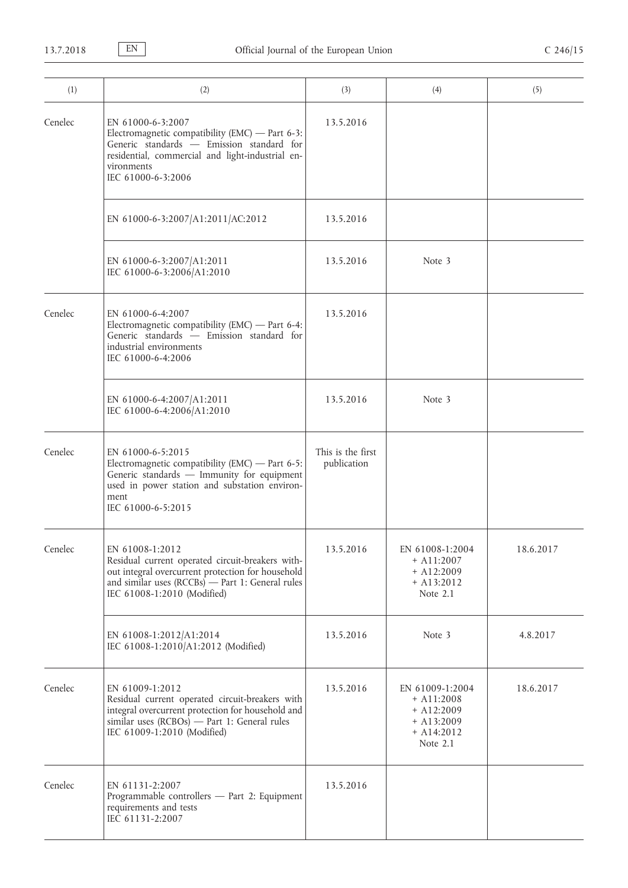| (1) | (2) | (3) | (4) | (5) |
|---|---|---|---|---|
| Cenelec | EN 61000-6-3:2007<br>Electromagnetic compatibility (EMC) — Part 6-3: Generic standards — Emission standard for residential, commercial and light-industrial environments<br>IEC 61000-6-3:2006 | 13.5.2016 | | |
| | EN 61000-6-3:2007/A1:2011/AC:2012 | 13.5.2016 | | |
| | EN 61000-6-3:2007/A1:2011<br>IEC 61000-6-3:2006/A1:2010 | 13.5.2016 | Note 3 | |
| Cenelec | EN 61000-6-4:2007<br>Electromagnetic compatibility (EMC) — Part 6-4: Generic standards — Emission standard for industrial environments<br>IEC 61000-6-4:2006 | 13.5.2016 | | |
| | EN 61000-6-4:2007/A1:2011<br>IEC 61000-6-4:2006/A1:2010 | 13.5.2016 | Note 3 | |
| Cenelec | EN 61000-6-5:2015<br>Electromagnetic compatibility (EMC) — Part 6-5: Generic standards — Immunity for equipment used in power station and substation environment<br>IEC 61000-6-5:2015 | This is the first publication | | |
| Cenelec | EN 61008-1:2012<br>Residual current operated circuit-breakers without integral overcurrent protection for household and similar uses (RCCBs) — Part 1: General rules<br>IEC 61008-1:2010 (Modified) | 13.5.2016 | EN 61008-1:2004<br>+ A11:2007<br>+ A12:2009<br>+ A13:2012<br>Note 2.1 | 18.6.2017 |
| | EN 61008-1:2012/A1:2014<br>IEC 61008-1:2010/A1:2012 (Modified) | 13.5.2016 | Note 3 | 4.8.2017 |
| Cenelec | EN 61009-1:2012<br>Residual current operated circuit-breakers with integral overcurrent protection for household and similar uses (RCBOs) — Part 1: General rules<br>IEC 61009-1:2010 (Modified) | 13.5.2016 | EN 61009-1:2004<br>+ A11:2008<br>+ A12:2009<br>+ A13:2009<br>+ A14:2012<br>Note 2.1 | 18.6.2017 |
| Cenelec | EN 61131-2:2007<br>Programmable controllers — Part 2: Equipment requirements and tests<br>IEC 61131-2:2007 | 13.5.2016 | | |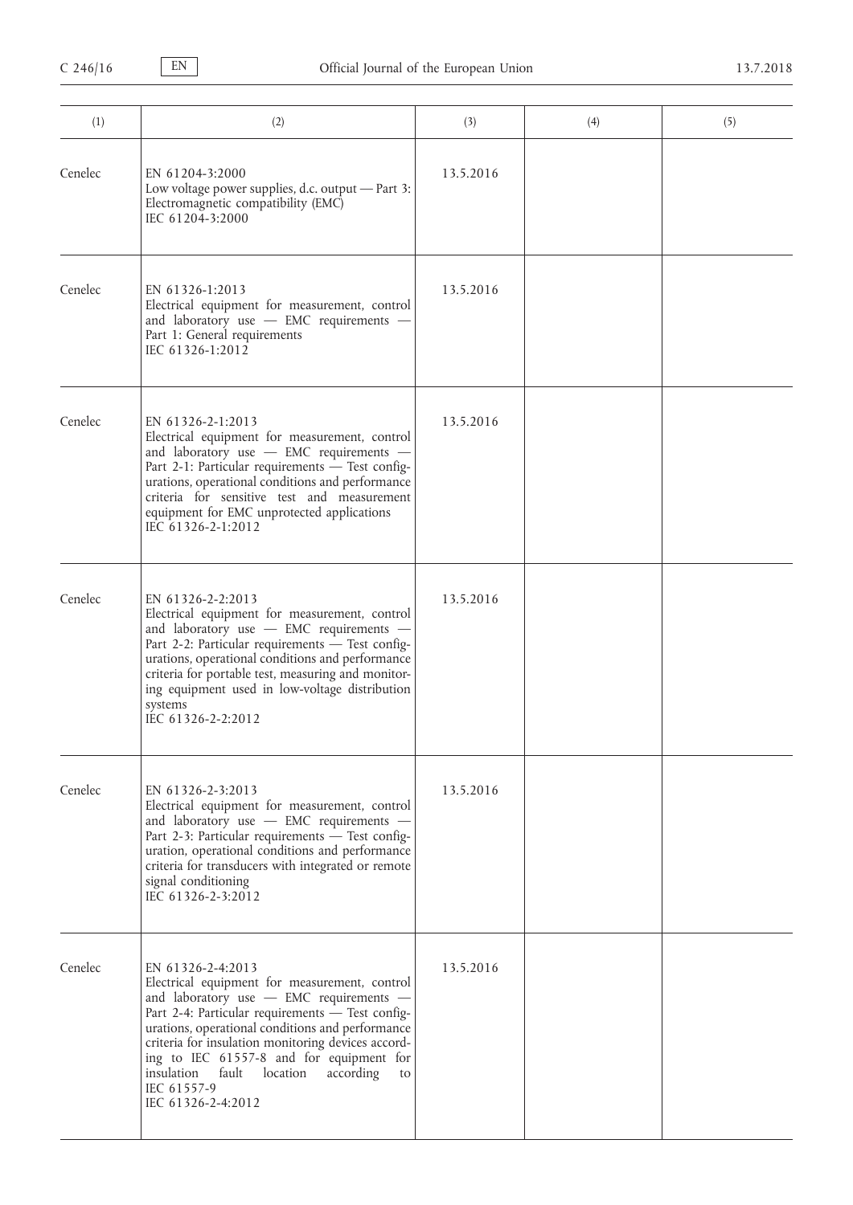| (1) | (2) | (3) | (4) | (5) |
|---|---|---|---|---|
| Cenelec | EN 61204-3:2000<br>Low voltage power supplies, d.c. output — Part 3: Electromagnetic compatibility (EMC)<br>IEC 61204-3:2000 | 13.5.2016 | | |
| Cenelec | EN 61326-1:2013<br>Electrical equipment for measurement, control and laboratory use — EMC requirements — Part 1: General requirements<br>IEC 61326-1:2012 | 13.5.2016 | | |
| Cenelec | EN 61326-2-1:2013<br>Electrical equipment for measurement, control and laboratory use — EMC requirements — Part 2-1: Particular requirements — Test configurations, operational conditions and performance criteria for sensitive test and measurement equipment for EMC unprotected applications<br>IEC 61326-2-1:2012 | 13.5.2016 | | |
| Cenelec | EN 61326-2-2:2013<br>Electrical equipment for measurement, control and laboratory use — EMC requirements — Part 2-2: Particular requirements — Test configurations, operational conditions and performance criteria for portable test, measuring and monitoring equipment used in low-voltage distribution systems<br>IEC 61326-2-2:2012 | 13.5.2016 | | |
| Cenelec | EN 61326-2-3:2013<br>Electrical equipment for measurement, control and laboratory use — EMC requirements — Part 2-3: Particular requirements — Test configuration, operational conditions and performance criteria for transducers with integrated or remote signal conditioning<br>IEC 61326-2-3:2012 | 13.5.2016 | | |
| Cenelec | EN 61326-2-4:2013<br>Electrical equipment for measurement, control and laboratory use — EMC requirements — Part 2-4: Particular requirements — Test configurations, operational conditions and performance criteria for insulation monitoring devices according to IEC 61557-8 and for equipment for insulation fault location according to IEC 61557-9<br>IEC 61326-2-4:2012 | 13.5.2016 | | |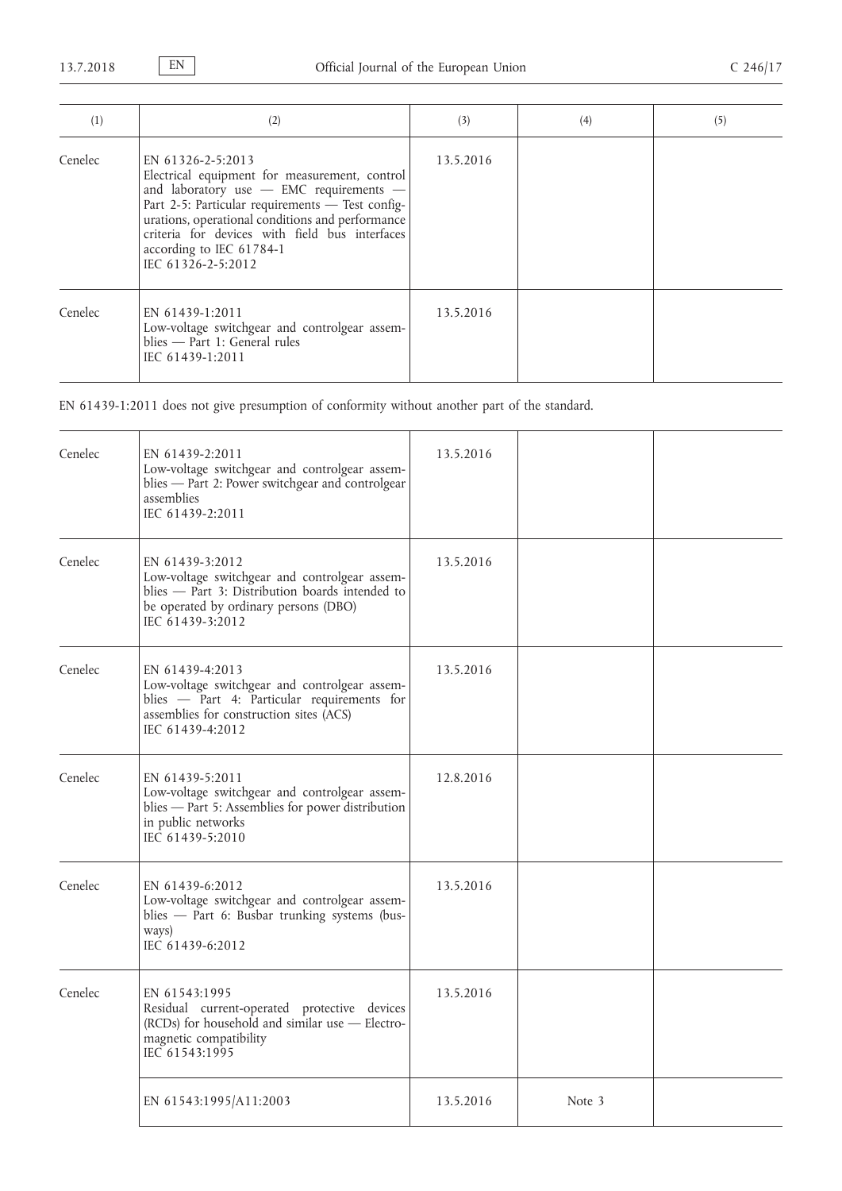| (1) | (2) | (3) | (4) | (5) |
|---|---|---|---|---|
| Cenelec | EN 61326-2-5:2013<br>Electrical equipment for measurement, control and laboratory use — EMC requirements — Part 2-5: Particular requirements — Test configurations, operational conditions and performance criteria for devices with field bus interfaces according to IEC 61784-1<br>IEC 61326-2-5:2012 | 13.5.2016 | | |
| Cenelec | EN 61439-1:2011<br>Low-voltage switchgear and controlgear assemblies — Part 1: General rules<br>IEC 61439-1:2011 | 13.5.2016 | | |

EN 61439-1:2011 does not give presumption of conformity without another part of the standard.

| (1) | (2) | (3) | (4) | (5) |
|---|---|---|---|---|
| Cenelec | EN 61439-2:2011<br>Low-voltage switchgear and controlgear assemblies — Part 2: Power switchgear and controlgear assemblies<br>IEC 61439-2:2011 | 13.5.2016 | | |
| Cenelec | EN 61439-3:2012<br>Low-voltage switchgear and controlgear assemblies — Part 3: Distribution boards intended to be operated by ordinary persons (DBO)<br>IEC 61439-3:2012 | 13.5.2016 | | |
| Cenelec | EN 61439-4:2013<br>Low-voltage switchgear and controlgear assemblies — Part 4: Particular requirements for assemblies for construction sites (ACS)<br>IEC 61439-4:2012 | 13.5.2016 | | |
| Cenelec | EN 61439-5:2011<br>Low-voltage switchgear and controlgear assemblies — Part 5: Assemblies for power distribution in public networks<br>IEC 61439-5:2010 | 12.8.2016 | | |
| Cenelec | EN 61439-6:2012<br>Low-voltage switchgear and controlgear assemblies — Part 6: Busbar trunking systems (busways)<br>IEC 61439-6:2012 | 13.5.2016 | | |
| Cenelec | EN 61543:1995<br>Residual current-operated protective devices (RCDs) for household and similar use — Electromagnetic compatibility<br>IEC 61543:1995 | 13.5.2016 | | |
| | EN 61543:1995/A11:2003 | 13.5.2016 | Note 3 | |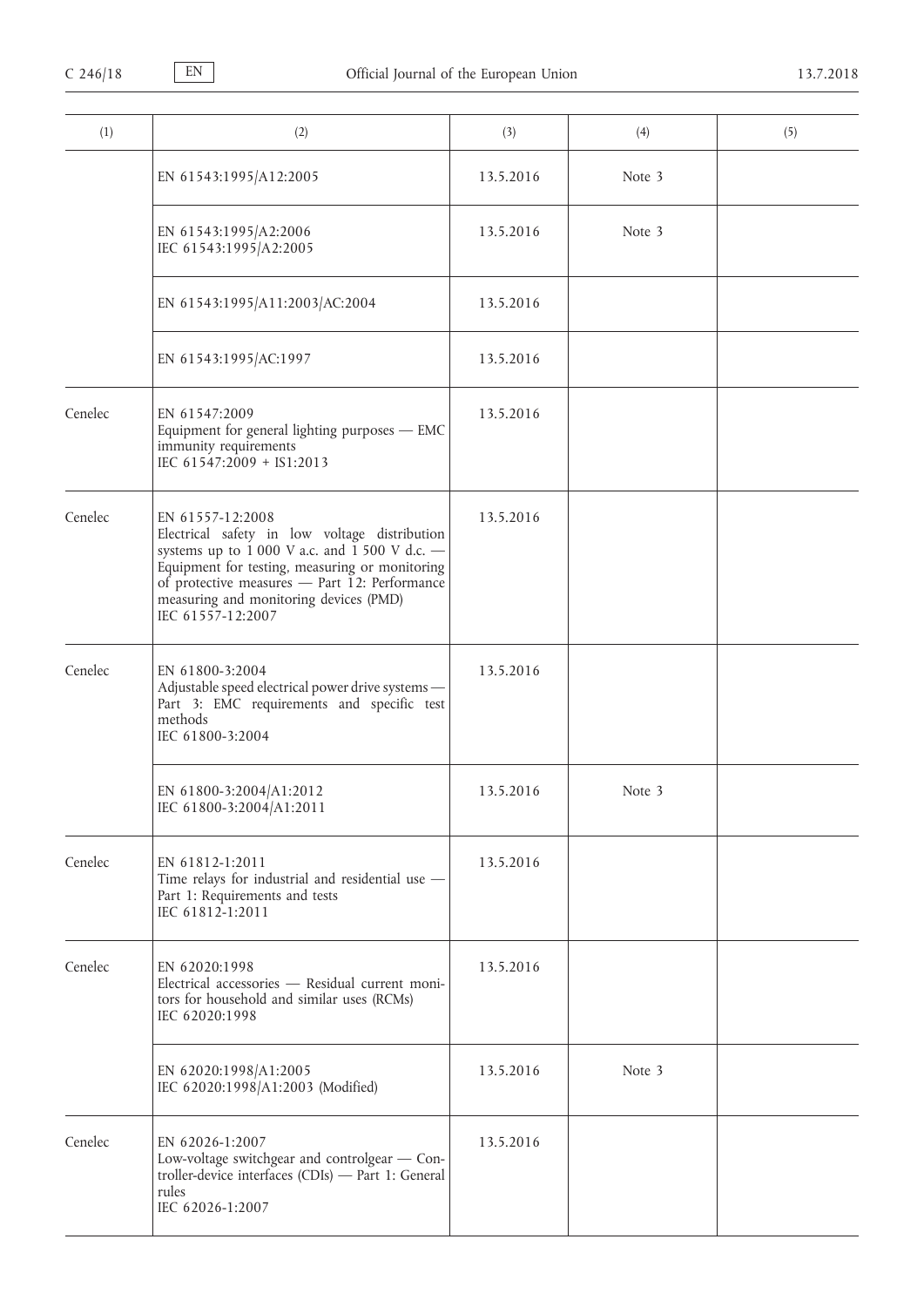| (1) | (2) | (3) | (4) | (5) |
|---|---|---|---|---|
| | EN 61543:1995/A12:2005 | 13.5.2016 | Note 3 | |
| | EN 61543:1995/A2:2006<br>IEC 61543:1995/A2:2005 | 13.5.2016 | Note 3 | |
| | EN 61543:1995/A11:2003/AC:2004 | 13.5.2016 | | |
| | EN 61543:1995/AC:1997 | 13.5.2016 | | |
| Cenelec | EN 61547:2009<br>Equipment for general lighting purposes — EMC immunity requirements<br>IEC 61547:2009 + IS1:2013 | 13.5.2016 | | |
| Cenelec | EN 61557-12:2008<br>Electrical safety in low voltage distribution systems up to 1 000 V a.c. and 1 500 V d.c. — Equipment for testing, measuring or monitoring of protective measures — Part 12: Performance measuring and monitoring devices (PMD)<br>IEC 61557-12:2007 | 13.5.2016 | | |
| Cenelec | EN 61800-3:2004<br>Adjustable speed electrical power drive systems — Part 3: EMC requirements and specific test methods<br>IEC 61800-3:2004 | 13.5.2016 | | |
| | EN 61800-3:2004/A1:2012<br>IEC 61800-3:2004/A1:2011 | 13.5.2016 | Note 3 | |
| Cenelec | EN 61812-1:2011<br>Time relays for industrial and residential use — Part 1: Requirements and tests<br>IEC 61812-1:2011 | 13.5.2016 | | |
| Cenelec | EN 62020:1998<br>Electrical accessories — Residual current monitors for household and similar uses (RCMs)<br>IEC 62020:1998 | 13.5.2016 | | |
| | EN 62020:1998/A1:2005<br>IEC 62020:1998/A1:2003 (Modified) | 13.5.2016 | Note 3 | |
| Cenelec | EN 62026-1:2007<br>Low-voltage switchgear and controlgear — Controller-device interfaces (CDIs) — Part 1: General rules<br>IEC 62026-1:2007 | 13.5.2016 | | |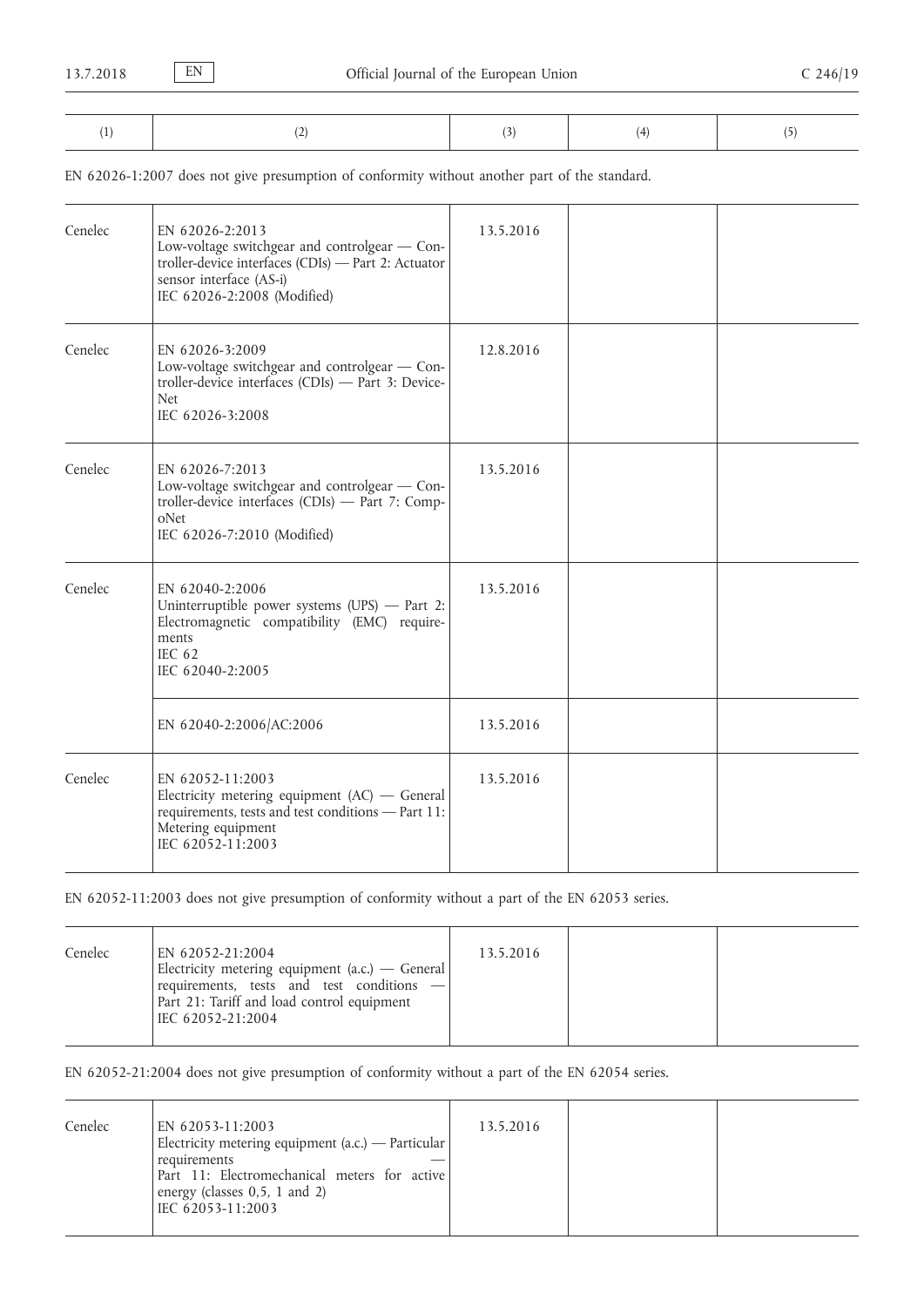| (1) | (2) | (3) | (4) | (5) |
|---|---|---|---|---|

EN 62026-1:2007 does not give presumption of conformity without another part of the standard.

| (1) | (2) | (3) | (4) | (5) |
|---|---|---|---|---|
| Cenelec | EN 62026-2:2013<br>Low-voltage switchgear and controlgear — Controller-device interfaces (CDIs) — Part 2: Actuator sensor interface (AS-i)<br>IEC 62026-2:2008 (Modified) | 13.5.2016 | | |
| Cenelec | EN 62026-3:2009<br>Low-voltage switchgear and controlgear — Controller-device interfaces (CDIs) — Part 3: DeviceNet<br>IEC 62026-3:2008 | 12.8.2016 | | |
| Cenelec | EN 62026-7:2013<br>Low-voltage switchgear and controlgear — Controller-device interfaces (CDIs) — Part 7: CompoNet<br>IEC 62026-7:2010 (Modified) | 13.5.2016 | | |
| Cenelec | EN 62040-2:2006<br>Uninterruptible power systems (UPS) — Part 2: Electromagnetic compatibility (EMC) requirements<br>IEC 62<br>IEC 62040-2:2005 | 13.5.2016 | | |
| | EN 62040-2:2006/AC:2006 | 13.5.2016 | | |
| Cenelec | EN 62052-11:2003<br>Electricity metering equipment (AC) — General requirements, tests and test conditions — Part 11: Metering equipment<br>IEC 62052-11:2003 | 13.5.2016 | | |

EN 62052-11:2003 does not give presumption of conformity without a part of the EN 62053 series.

| (1) | (2) | (3) | (4) | (5) |
|---|---|---|---|---|
| Cenelec | EN 62052-21:2004<br>Electricity metering equipment (a.c.) — General requirements, tests and test conditions — Part 21: Tariff and load control equipment<br>IEC 62052-21:2004 | 13.5.2016 | | |

EN 62052-21:2004 does not give presumption of conformity without a part of the EN 62054 series.

| (1) | (2) | (3) | (4) | (5) |
|---|---|---|---|---|
| Cenelec | EN 62053-11:2003<br>Electricity metering equipment (a.c.) — Particular requirements — Part 11: Electromechanical meters for active energy (classes 0,5, 1 and 2)<br>IEC 62053-11:2003 | 13.5.2016 | | |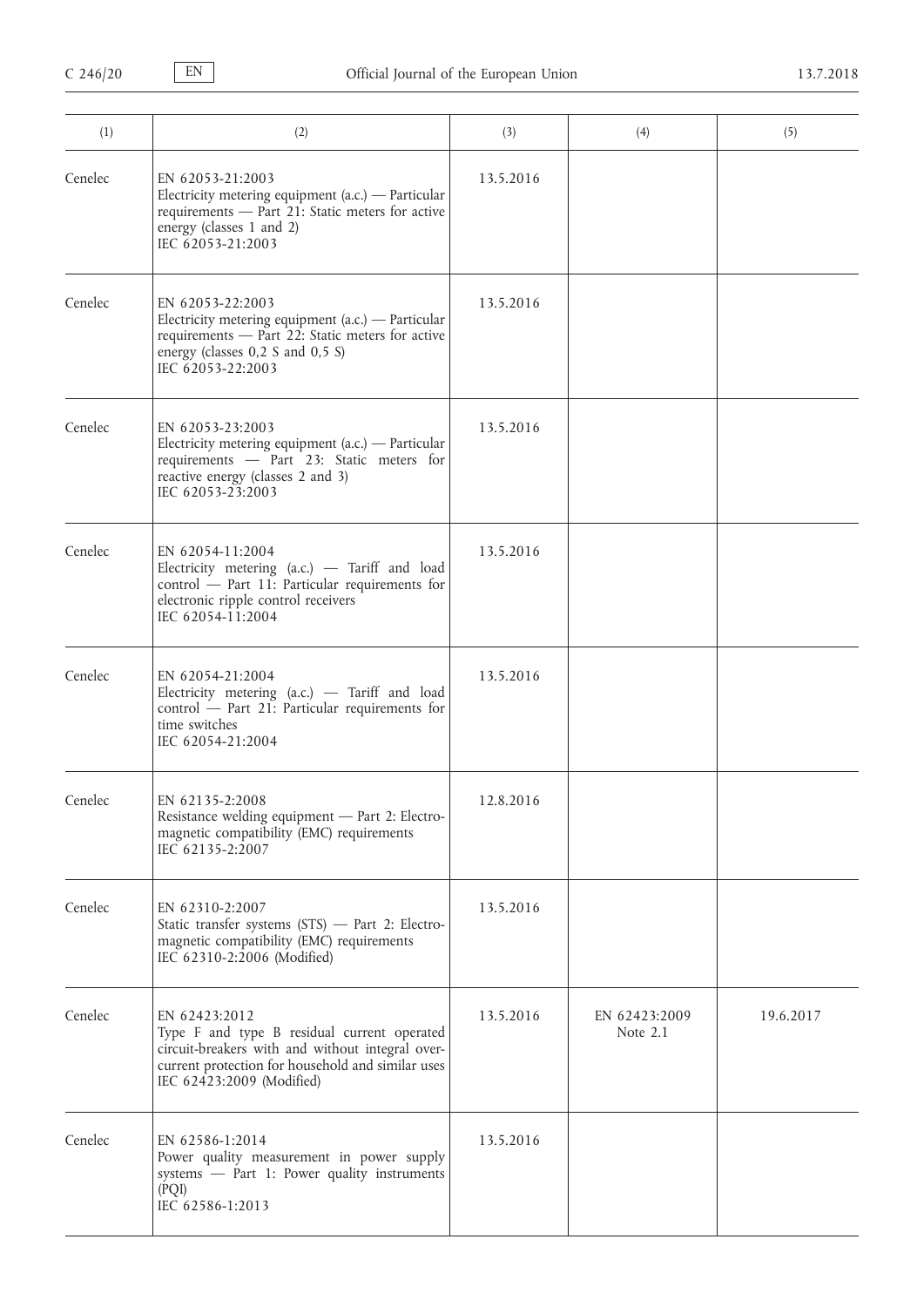| (1) | (2) | (3) | (4) | (5) |
|---|---|---|---|---|
| Cenelec | EN 62053-21:2003<br>Electricity metering equipment (a.c.) — Particular requirements — Part 21: Static meters for active energy (classes 1 and 2)<br>IEC 62053-21:2003 | 13.5.2016 | | |
| Cenelec | EN 62053-22:2003<br>Electricity metering equipment (a.c.) — Particular requirements — Part 22: Static meters for active energy (classes 0,2 S and 0,5 S)<br>IEC 62053-22:2003 | 13.5.2016 | | |
| Cenelec | EN 62053-23:2003<br>Electricity metering equipment (a.c.) — Particular requirements — Part 23: Static meters for reactive energy (classes 2 and 3)<br>IEC 62053-23:2003 | 13.5.2016 | | |
| Cenelec | EN 62054-11:2004<br>Electricity metering (a.c.) — Tariff and load control — Part 11: Particular requirements for electronic ripple control receivers<br>IEC 62054-11:2004 | 13.5.2016 | | |
| Cenelec | EN 62054-21:2004<br>Electricity metering (a.c.) — Tariff and load control — Part 21: Particular requirements for time switches<br>IEC 62054-21:2004 | 13.5.2016 | | |
| Cenelec | EN 62135-2:2008<br>Resistance welding equipment — Part 2: Electromagnetic compatibility (EMC) requirements<br>IEC 62135-2:2007 | 12.8.2016 | | |
| Cenelec | EN 62310-2:2007<br>Static transfer systems (STS) — Part 2: Electromagnetic compatibility (EMC) requirements<br>IEC 62310-2:2006 (Modified) | 13.5.2016 | | |
| Cenelec | EN 62423:2012<br>Type F and type B residual current operated circuit-breakers with and without integral overcurrent protection for household and similar uses<br>IEC 62423:2009 (Modified) | 13.5.2016 | EN 62423:2009<br>Note 2.1 | 19.6.2017 |
| Cenelec | EN 62586-1:2014<br>Power quality measurement in power supply systems — Part 1: Power quality instruments (PQI)<br>IEC 62586-1:2013 | 13.5.2016 | | |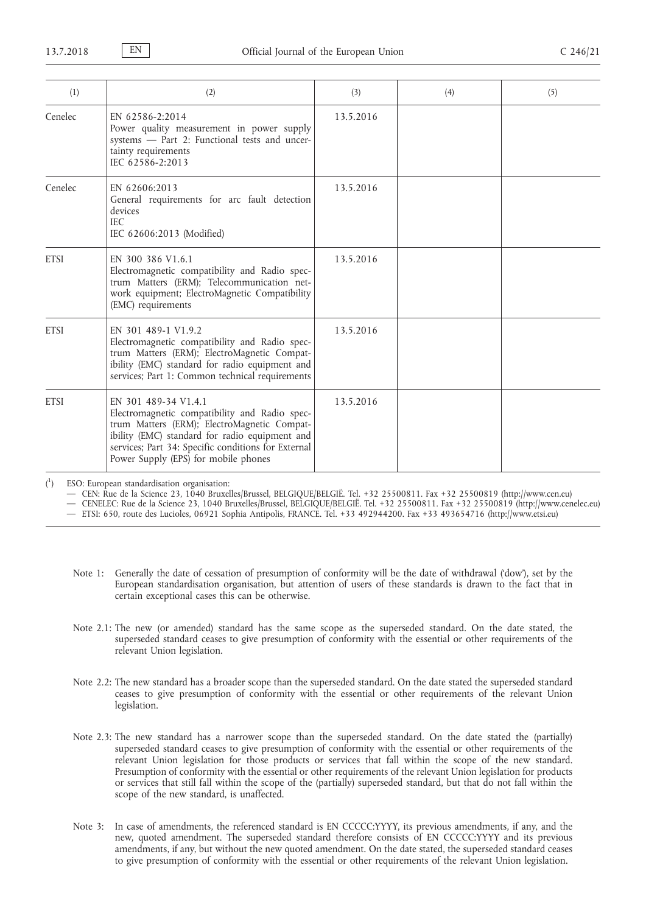| (1) | (2) | (3) | (4) | (5) |
|---|---|---|---|---|
| Cenelec | EN 62586-2:2014<br>Power quality measurement in power supply systems — Part 2: Functional tests and uncertainty requirements<br>IEC 62586-2:2013 | 13.5.2016 | | |
| Cenelec | EN 62606:2013<br>General requirements for arc fault detection devices<br>IEC<br>IEC 62606:2013 (Modified) | 13.5.2016 | | |
| ETSI | EN 300 386 V1.6.1<br>Electromagnetic compatibility and Radio spectrum Matters (ERM); Telecommunication network equipment; ElectroMagnetic Compatibility (EMC) requirements | 13.5.2016 | | |
| ETSI | EN 301 489-1 V1.9.2<br>Electromagnetic compatibility and Radio spectrum Matters (ERM); ElectroMagnetic Compatibility (EMC) standard for radio equipment and services; Part 1: Common technical requirements | 13.5.2016 | | |
| ETSI | EN 301 489-34 V1.4.1<br>Electromagnetic compatibility and Radio spectrum Matters (ERM); ElectroMagnetic Compatibility (EMC) standard for radio equipment and services; Part 34: Specific conditions for External Power Supply (EPS) for mobile phones | 13.5.2016 | | |

(1) ESO: European standardisation organisation:
- CEN: Rue de la Science 23, 1040 Bruxelles/Brussel, BELGIQUE/BELGIË. Tel. +32 25500811. Fax +32 25500819 (http://www.cen.eu)
- CENELEC: Rue de la Science 23, 1040 Bruxelles/Brussel, BELGIQUE/BELGIË. Tel. +32 25500811. Fax +32 25500819 (http://www.cenelec.eu)
- ETSI: 650, route des Lucioles, 06921 Sophia Antipolis, FRANCE. Tel. +33 492944200. Fax +33 493654716 (http://www.etsi.eu)

Note 1: Generally the date of cessation of presumption of conformity will be the date of withdrawal ('dow'), set by the European standardisation organisation, but attention of users of these standards is drawn to the fact that in certain exceptional cases this can be otherwise.

Note 2.1: The new (or amended) standard has the same scope as the superseded standard. On the date stated, the superseded standard ceases to give presumption of conformity with the essential or other requirements of the relevant Union legislation.

Note 2.2: The new standard has a broader scope than the superseded standard. On the date stated the superseded standard ceases to give presumption of conformity with the essential or other requirements of the relevant Union legislation.

Note 2.3: The new standard has a narrower scope than the superseded standard. On the date stated the (partially) superseded standard ceases to give presumption of conformity with the essential or other requirements of the relevant Union legislation for those products or services that fall within the scope of the new standard. Presumption of conformity with the essential or other requirements of the relevant Union legislation for products or services that still fall within the scope of the (partially) superseded standard, but that do not fall within the scope of the new standard, is unaffected.

Note 3: In case of amendments, the referenced standard is EN CCCCC:YYYY, its previous amendments, if any, and the new, quoted amendment. The superseded standard therefore consists of EN CCCCC:YYYY and its previous amendments, if any, but without the new quoted amendment. On the date stated, the superseded standard ceases to give presumption of conformity with the essential or other requirements of the relevant Union legislation.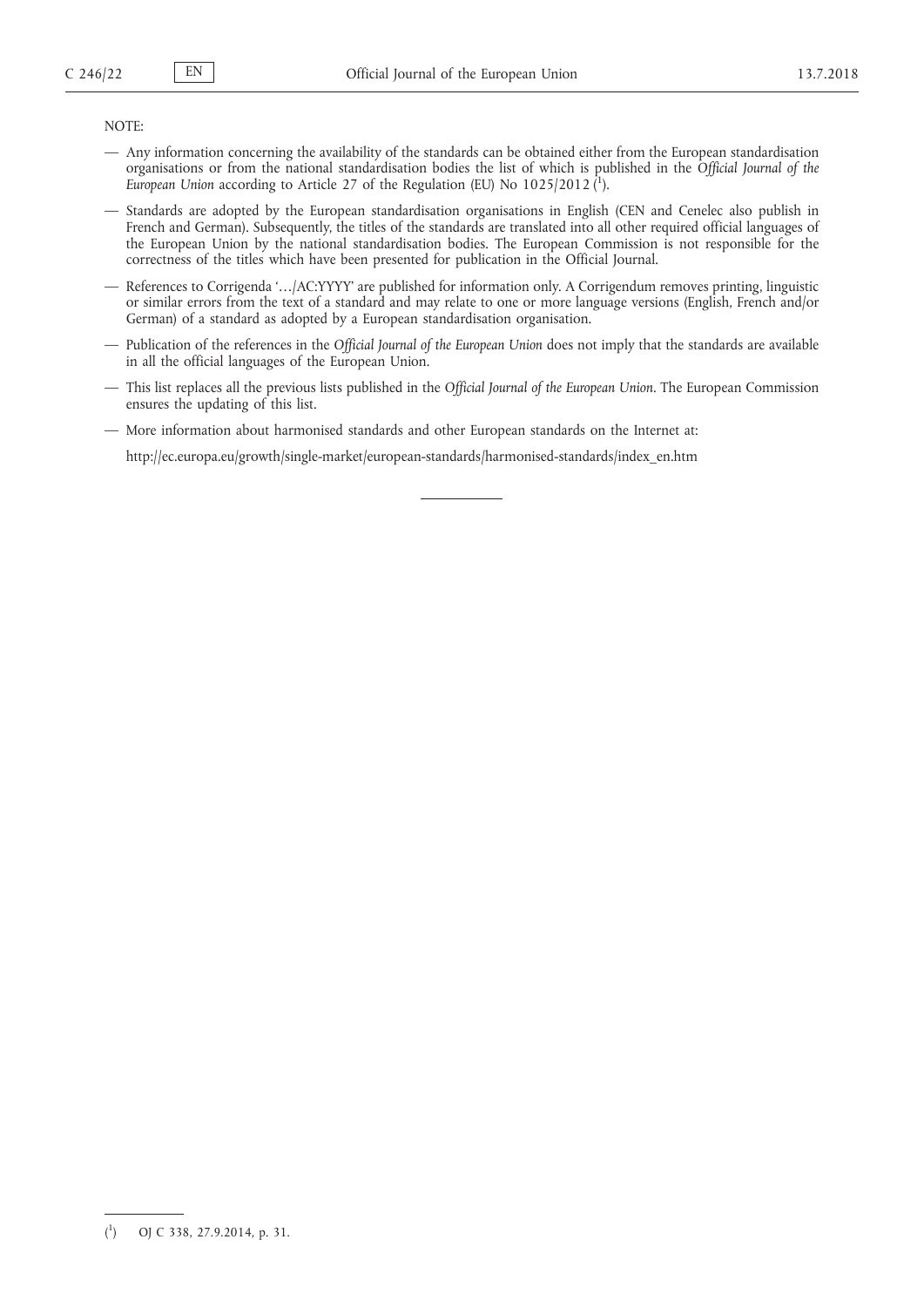NOTE:

- Any information concerning the availability of the standards can be obtained either from the European standardisation organisations or from the national standardisation bodies the list of which is published in the *Official Journal of the European Union* according to Article 27 of the Regulation (EU) No 1025/2012 [1].
- Standards are adopted by the European standardisation organisations in English (CEN and Cenelec also publish in French and German). Subsequently, the titles of the standards are translated into all other required official languages of the European Union by the national standardisation bodies. The European Commission is not responsible for the correctness of the titles which have been presented for publication in the Official Journal.
- References to Corrigenda '…/AC:YYYY' are published for information only. A Corrigendum removes printing, linguistic or similar errors from the text of a standard and may relate to one or more language versions (English, French and/or German) of a standard as adopted by a European standardisation organisation.
- Publication of the references in the *Official Journal of the European Union* does not imply that the standards are available in all the official languages of the European Union.
- This list replaces all the previous lists published in the *Official Journal of the European Union*. The European Commission ensures the updating of this list.
- More information about harmonised standards and other European standards on the Internet at:

  http://ec.europa.eu/growth/single-market/european-standards/harmonised-standards/index_en.htm

---

[1] OJ C 338, 27.9.2014, p. 31.